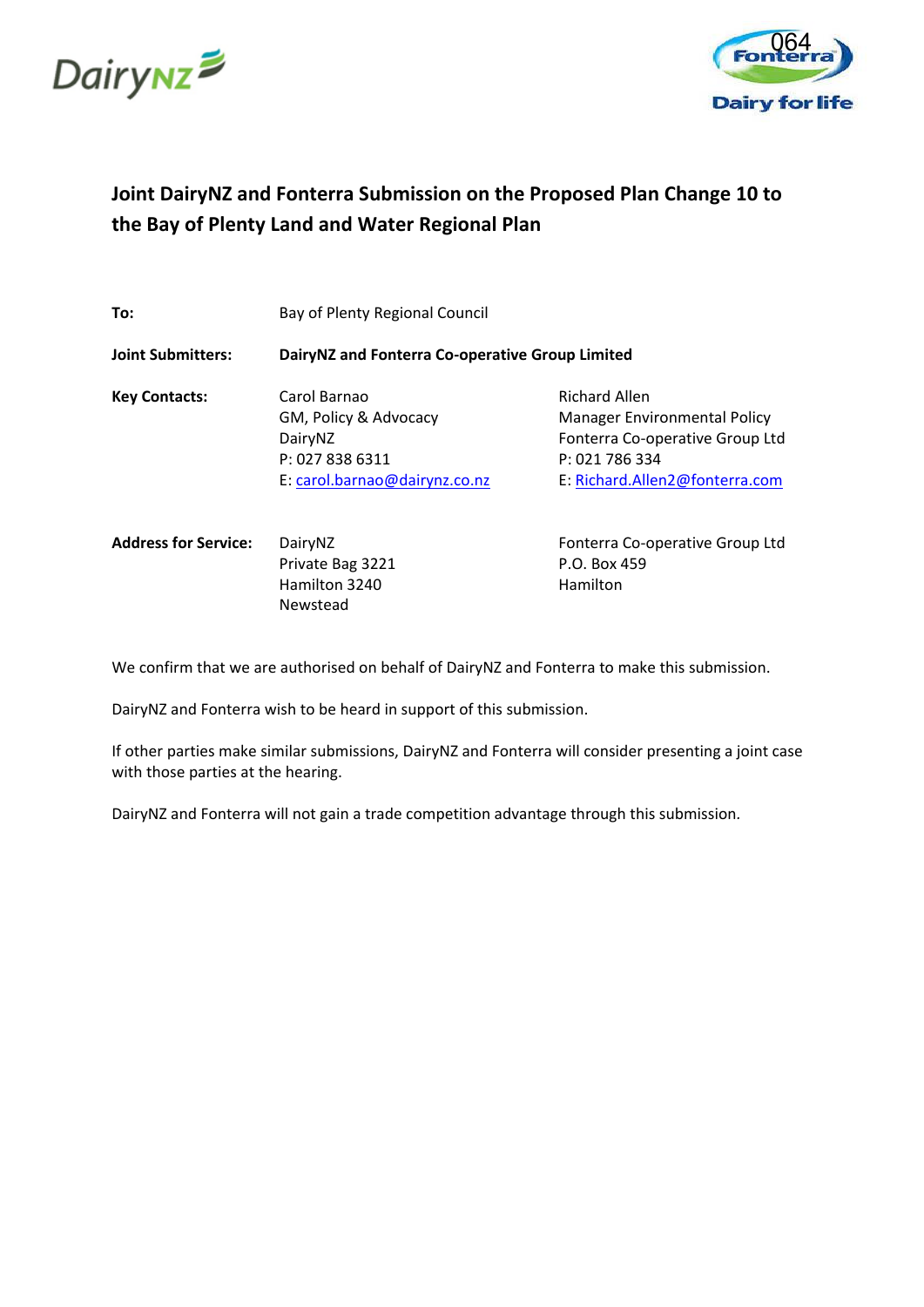064

# Joint DairyNZ and Fonterra Submission on the Proposed Plan Change 10 to the Bay of Plenty Land and Water Regional Plan

| | | |
|---|---|---|
| **To:** | Bay of Plenty Regional Council | |
| **Joint Submitters:** | **DairyNZ and Fonterra Co-operative Group Limited** | |
| **Key Contacts:** | Carol Barnao<br>GM, Policy & Advocacy<br>DairyNZ<br>P: 027 838 6311<br>E: carol.barnao@dairynz.co.nz | Richard Allen<br>Manager Environmental Policy<br>Fonterra Co-operative Group Ltd<br>P: 021 786 334<br>E: Richard.Allen2@fonterra.com |
| **Address for Service:** | DairyNZ<br>Private Bag 3221<br>Hamilton 3240<br>Newstead | Fonterra Co-operative Group Ltd<br>P.O. Box 459<br>Hamilton |

We confirm that we are authorised on behalf of DairyNZ and Fonterra to make this submission.

DairyNZ and Fonterra wish to be heard in support of this submission.

If other parties make similar submissions, DairyNZ and Fonterra will consider presenting a joint case with those parties at the hearing.

DairyNZ and Fonterra will not gain a trade competition advantage through this submission.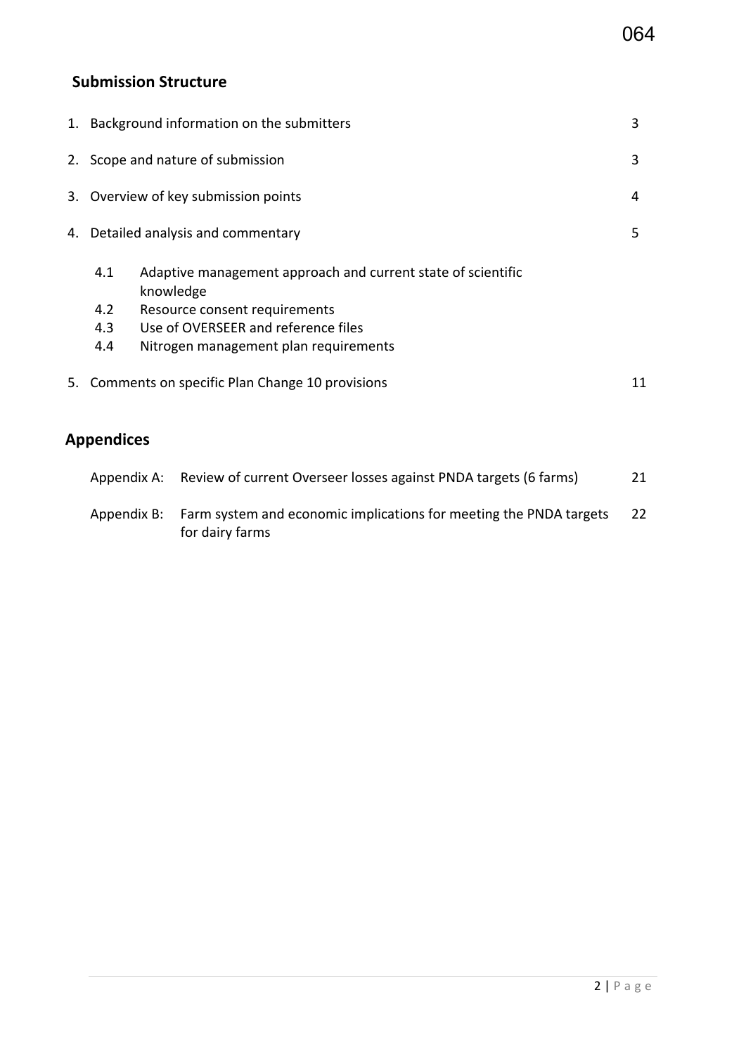## Submission Structure

| | | |
|---|---|---|
| 1. | Background information on the submitters | 3 |
| 2. | Scope and nature of submission | 3 |
| 3. | Overview of key submission points | 4 |
| 4. | Detailed analysis and commentary | 5 |
| | 4.1 Adaptive management approach and current state of scientific knowledge | |
| | 4.2 Resource consent requirements | |
| | 4.3 Use of OVERSEER and reference files | |
| | 4.4 Nitrogen management plan requirements | |
| 5. | Comments on specific Plan Change 10 provisions | 11 |

## Appendices

| | | |
|---|---|---|
| Appendix A: | Review of current Overseer losses against PNDA targets (6 farms) | 21 |
| Appendix B: | Farm system and economic implications for meeting the PNDA targets for dairy farms | 22 |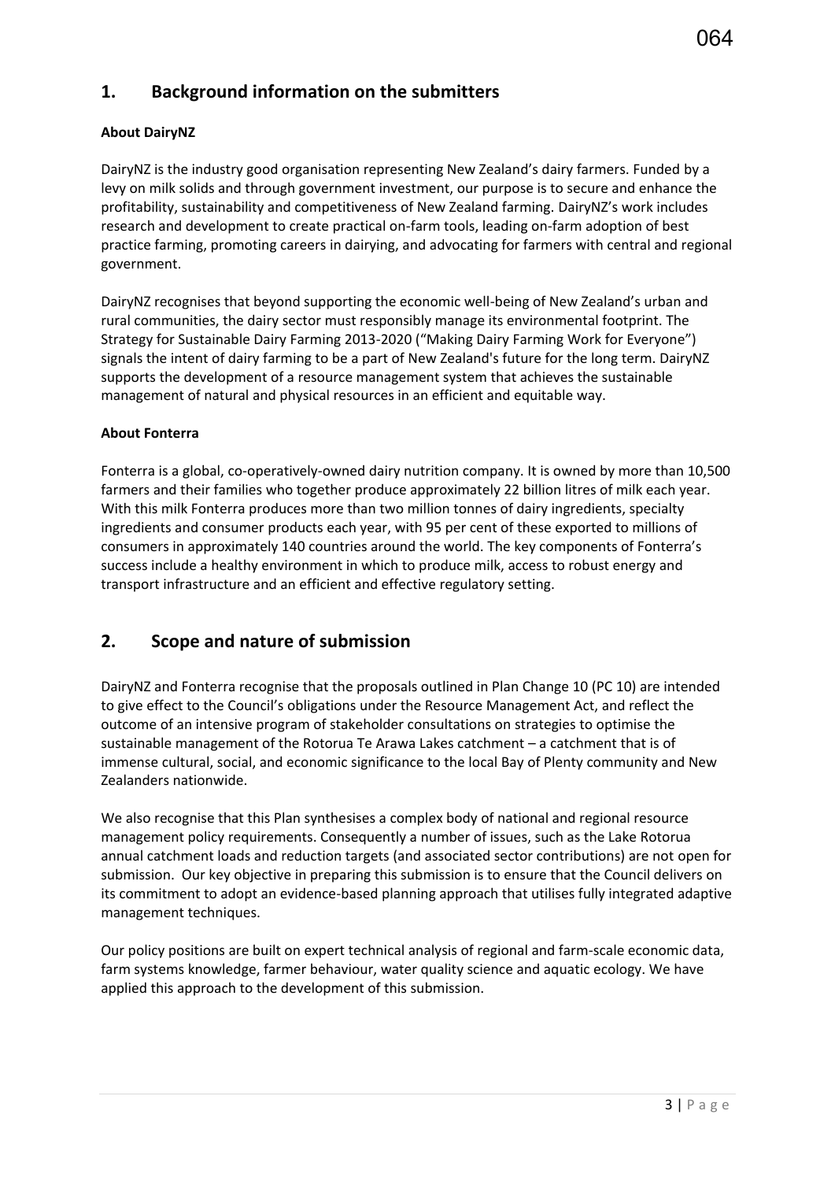## 1. Background information on the submitters

**About DairyNZ**

DairyNZ is the industry good organisation representing New Zealand's dairy farmers. Funded by a levy on milk solids and through government investment, our purpose is to secure and enhance the profitability, sustainability and competitiveness of New Zealand farming. DairyNZ's work includes research and development to create practical on-farm tools, leading on-farm adoption of best practice farming, promoting careers in dairying, and advocating for farmers with central and regional government.

DairyNZ recognises that beyond supporting the economic well-being of New Zealand's urban and rural communities, the dairy sector must responsibly manage its environmental footprint. The Strategy for Sustainable Dairy Farming 2013-2020 ("Making Dairy Farming Work for Everyone") signals the intent of dairy farming to be a part of New Zealand's future for the long term. DairyNZ supports the development of a resource management system that achieves the sustainable management of natural and physical resources in an efficient and equitable way.

**About Fonterra**

Fonterra is a global, co-operatively-owned dairy nutrition company. It is owned by more than 10,500 farmers and their families who together produce approximately 22 billion litres of milk each year. With this milk Fonterra produces more than two million tonnes of dairy ingredients, specialty ingredients and consumer products each year, with 95 per cent of these exported to millions of consumers in approximately 140 countries around the world. The key components of Fonterra's success include a healthy environment in which to produce milk, access to robust energy and transport infrastructure and an efficient and effective regulatory setting.

## 2. Scope and nature of submission

DairyNZ and Fonterra recognise that the proposals outlined in Plan Change 10 (PC 10) are intended to give effect to the Council's obligations under the Resource Management Act, and reflect the outcome of an intensive program of stakeholder consultations on strategies to optimise the sustainable management of the Rotorua Te Arawa Lakes catchment – a catchment that is of immense cultural, social, and economic significance to the local Bay of Plenty community and New Zealanders nationwide.

We also recognise that this Plan synthesises a complex body of national and regional resource management policy requirements. Consequently a number of issues, such as the Lake Rotorua annual catchment loads and reduction targets (and associated sector contributions) are not open for submission. Our key objective in preparing this submission is to ensure that the Council delivers on its commitment to adopt an evidence-based planning approach that utilises fully integrated adaptive management techniques.

Our policy positions are built on expert technical analysis of regional and farm-scale economic data, farm systems knowledge, farmer behaviour, water quality science and aquatic ecology. We have applied this approach to the development of this submission.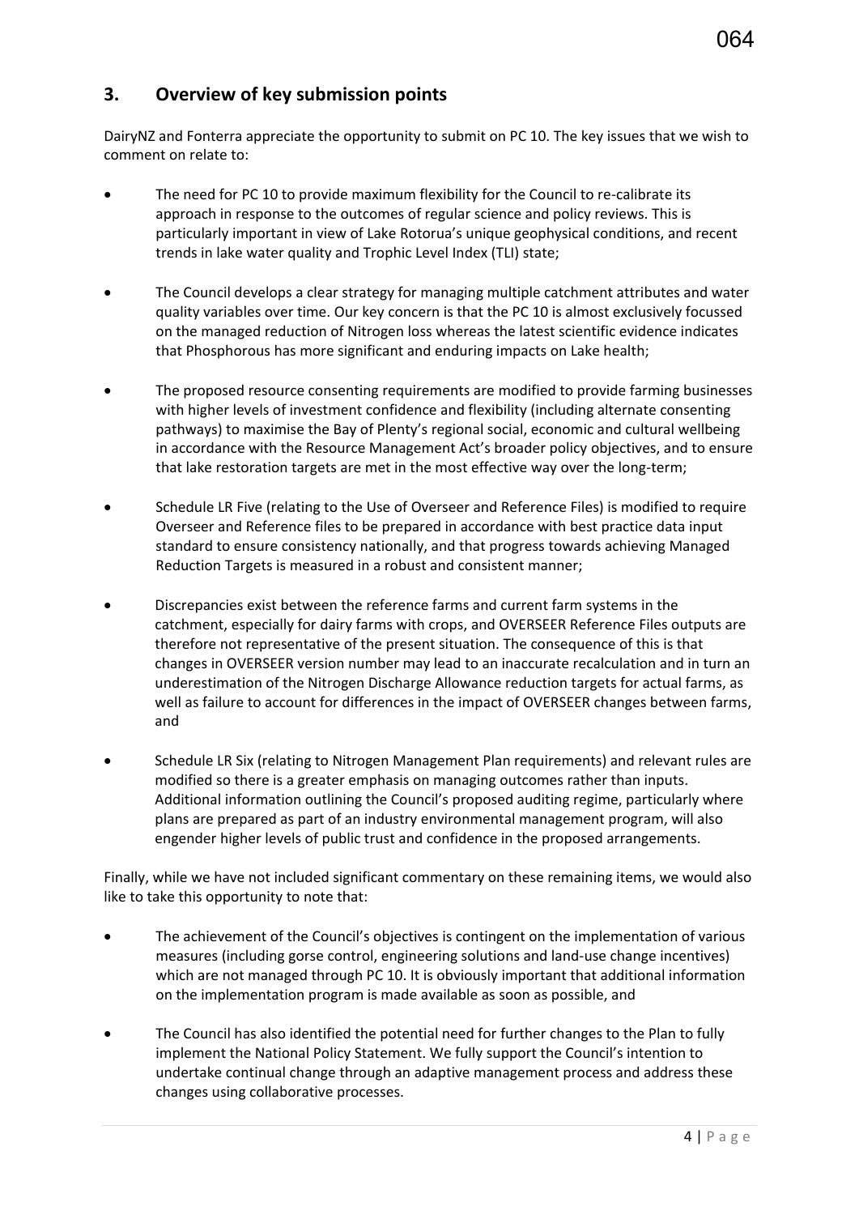## 3. Overview of key submission points

DairyNZ and Fonterra appreciate the opportunity to submit on PC 10. The key issues that we wish to comment on relate to:

- The need for PC 10 to provide maximum flexibility for the Council to re-calibrate its approach in response to the outcomes of regular science and policy reviews. This is particularly important in view of Lake Rotorua's unique geophysical conditions, and recent trends in lake water quality and Trophic Level Index (TLI) state;
- The Council develops a clear strategy for managing multiple catchment attributes and water quality variables over time. Our key concern is that the PC 10 is almost exclusively focussed on the managed reduction of Nitrogen loss whereas the latest scientific evidence indicates that Phosphorous has more significant and enduring impacts on Lake health;
- The proposed resource consenting requirements are modified to provide farming businesses with higher levels of investment confidence and flexibility (including alternate consenting pathways) to maximise the Bay of Plenty's regional social, economic and cultural wellbeing in accordance with the Resource Management Act's broader policy objectives, and to ensure that lake restoration targets are met in the most effective way over the long-term;
- Schedule LR Five (relating to the Use of Overseer and Reference Files) is modified to require Overseer and Reference files to be prepared in accordance with best practice data input standard to ensure consistency nationally, and that progress towards achieving Managed Reduction Targets is measured in a robust and consistent manner;
- Discrepancies exist between the reference farms and current farm systems in the catchment, especially for dairy farms with crops, and OVERSEER Reference Files outputs are therefore not representative of the present situation. The consequence of this is that changes in OVERSEER version number may lead to an inaccurate recalculation and in turn an underestimation of the Nitrogen Discharge Allowance reduction targets for actual farms, as well as failure to account for differences in the impact of OVERSEER changes between farms, and
- Schedule LR Six (relating to Nitrogen Management Plan requirements) and relevant rules are modified so there is a greater emphasis on managing outcomes rather than inputs. Additional information outlining the Council's proposed auditing regime, particularly where plans are prepared as part of an industry environmental management program, will also engender higher levels of public trust and confidence in the proposed arrangements.

Finally, while we have not included significant commentary on these remaining items, we would also like to take this opportunity to note that:

- The achievement of the Council's objectives is contingent on the implementation of various measures (including gorse control, engineering solutions and land-use change incentives) which are not managed through PC 10. It is obviously important that additional information on the implementation program is made available as soon as possible, and
- The Council has also identified the potential need for further changes to the Plan to fully implement the National Policy Statement. We fully support the Council's intention to undertake continual change through an adaptive management process and address these changes using collaborative processes.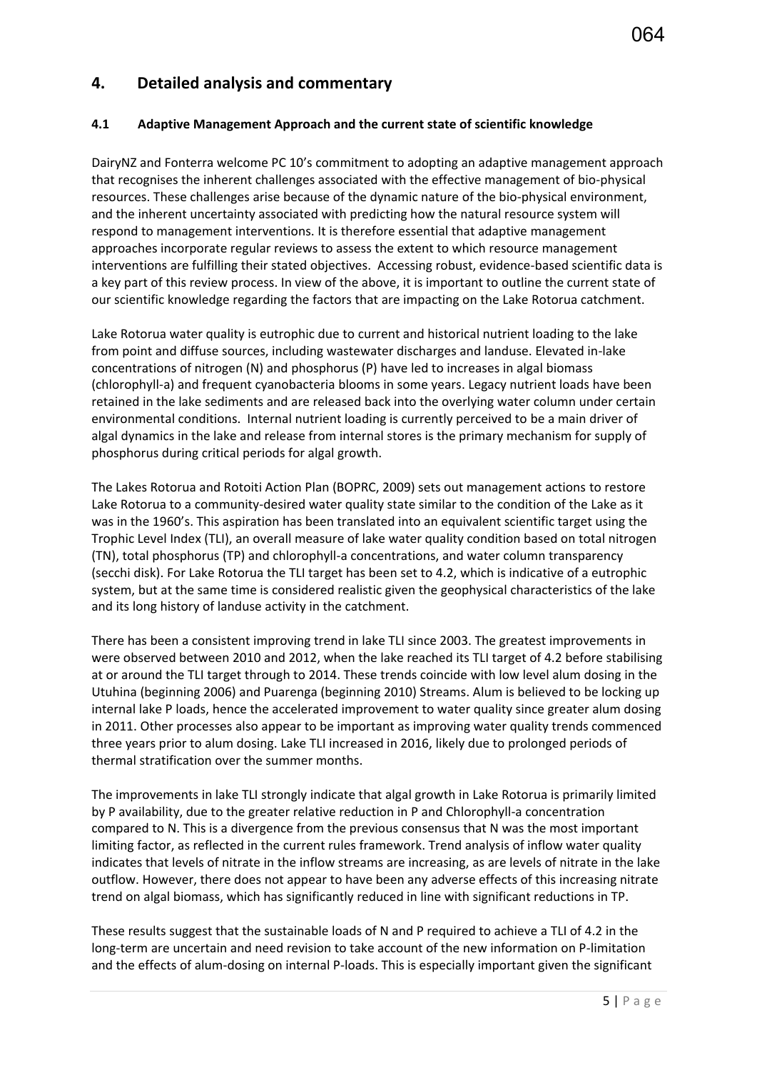## 4. Detailed analysis and commentary

### 4.1 Adaptive Management Approach and the current state of scientific knowledge

DairyNZ and Fonterra welcome PC 10's commitment to adopting an adaptive management approach that recognises the inherent challenges associated with the effective management of bio-physical resources. These challenges arise because of the dynamic nature of the bio-physical environment, and the inherent uncertainty associated with predicting how the natural resource system will respond to management interventions. It is therefore essential that adaptive management approaches incorporate regular reviews to assess the extent to which resource management interventions are fulfilling their stated objectives. Accessing robust, evidence-based scientific data is a key part of this review process. In view of the above, it is important to outline the current state of our scientific knowledge regarding the factors that are impacting on the Lake Rotorua catchment.

Lake Rotorua water quality is eutrophic due to current and historical nutrient loading to the lake from point and diffuse sources, including wastewater discharges and landuse. Elevated in-lake concentrations of nitrogen (N) and phosphorus (P) have led to increases in algal biomass (chlorophyll-a) and frequent cyanobacteria blooms in some years. Legacy nutrient loads have been retained in the lake sediments and are released back into the overlying water column under certain environmental conditions. Internal nutrient loading is currently perceived to be a main driver of algal dynamics in the lake and release from internal stores is the primary mechanism for supply of phosphorus during critical periods for algal growth.

The Lakes Rotorua and Rotoiti Action Plan (BOPRC, 2009) sets out management actions to restore Lake Rotorua to a community-desired water quality state similar to the condition of the Lake as it was in the 1960's. This aspiration has been translated into an equivalent scientific target using the Trophic Level Index (TLI), an overall measure of lake water quality condition based on total nitrogen (TN), total phosphorus (TP) and chlorophyll-a concentrations, and water column transparency (secchi disk). For Lake Rotorua the TLI target has been set to 4.2, which is indicative of a eutrophic system, but at the same time is considered realistic given the geophysical characteristics of the lake and its long history of landuse activity in the catchment.

There has been a consistent improving trend in lake TLI since 2003. The greatest improvements in were observed between 2010 and 2012, when the lake reached its TLI target of 4.2 before stabilising at or around the TLI target through to 2014. These trends coincide with low level alum dosing in the Utuhina (beginning 2006) and Puarenga (beginning 2010) Streams. Alum is believed to be locking up internal lake P loads, hence the accelerated improvement to water quality since greater alum dosing in 2011. Other processes also appear to be important as improving water quality trends commenced three years prior to alum dosing. Lake TLI increased in 2016, likely due to prolonged periods of thermal stratification over the summer months.

The improvements in lake TLI strongly indicate that algal growth in Lake Rotorua is primarily limited by P availability, due to the greater relative reduction in P and Chlorophyll-a concentration compared to N. This is a divergence from the previous consensus that N was the most important limiting factor, as reflected in the current rules framework. Trend analysis of inflow water quality indicates that levels of nitrate in the inflow streams are increasing, as are levels of nitrate in the lake outflow. However, there does not appear to have been any adverse effects of this increasing nitrate trend on algal biomass, which has significantly reduced in line with significant reductions in TP.

These results suggest that the sustainable loads of N and P required to achieve a TLI of 4.2 in the long-term are uncertain and need revision to take account of the new information on P-limitation and the effects of alum-dosing on internal P-loads. This is especially important given the significant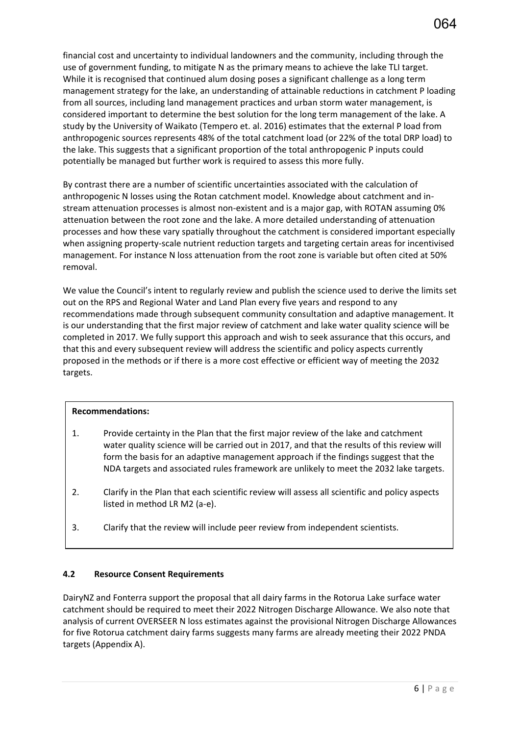financial cost and uncertainty to individual landowners and the community, including through the use of government funding, to mitigate N as the primary means to achieve the lake TLI target. While it is recognised that continued alum dosing poses a significant challenge as a long term management strategy for the lake, an understanding of attainable reductions in catchment P loading from all sources, including land management practices and urban storm water management, is considered important to determine the best solution for the long term management of the lake. A study by the University of Waikato (Tempero et. al. 2016) estimates that the external P load from anthropogenic sources represents 48% of the total catchment load (or 22% of the total DRP load) to the lake. This suggests that a significant proportion of the total anthropogenic P inputs could potentially be managed but further work is required to assess this more fully.

By contrast there are a number of scientific uncertainties associated with the calculation of anthropogenic N losses using the Rotan catchment model. Knowledge about catchment and in-stream attenuation processes is almost non-existent and is a major gap, with ROTAN assuming 0% attenuation between the root zone and the lake. A more detailed understanding of attenuation processes and how these vary spatially throughout the catchment is considered important especially when assigning property-scale nutrient reduction targets and targeting certain areas for incentivised management. For instance N loss attenuation from the root zone is variable but often cited at 50% removal.

We value the Council's intent to regularly review and publish the science used to derive the limits set out on the RPS and Regional Water and Land Plan every five years and respond to any recommendations made through subsequent community consultation and adaptive management. It is our understanding that the first major review of catchment and lake water quality science will be completed in 2017. We fully support this approach and wish to seek assurance that this occurs, and that this and every subsequent review will address the scientific and policy aspects currently proposed in the methods or if there is a more cost effective or efficient way of meeting the 2032 targets.

**Recommendations:**

1. Provide certainty in the Plan that the first major review of the lake and catchment water quality science will be carried out in 2017, and that the results of this review will form the basis for an adaptive management approach if the findings suggest that the NDA targets and associated rules framework are unlikely to meet the 2032 lake targets.

2. Clarify in the Plan that each scientific review will assess all scientific and policy aspects listed in method LR M2 (a-e).

3. Clarify that the review will include peer review from independent scientists.

### 4.2 Resource Consent Requirements

DairyNZ and Fonterra support the proposal that all dairy farms in the Rotorua Lake surface water catchment should be required to meet their 2022 Nitrogen Discharge Allowance. We also note that analysis of current OVERSEER N loss estimates against the provisional Nitrogen Discharge Allowances for five Rotorua catchment dairy farms suggests many farms are already meeting their 2022 PNDA targets (Appendix A).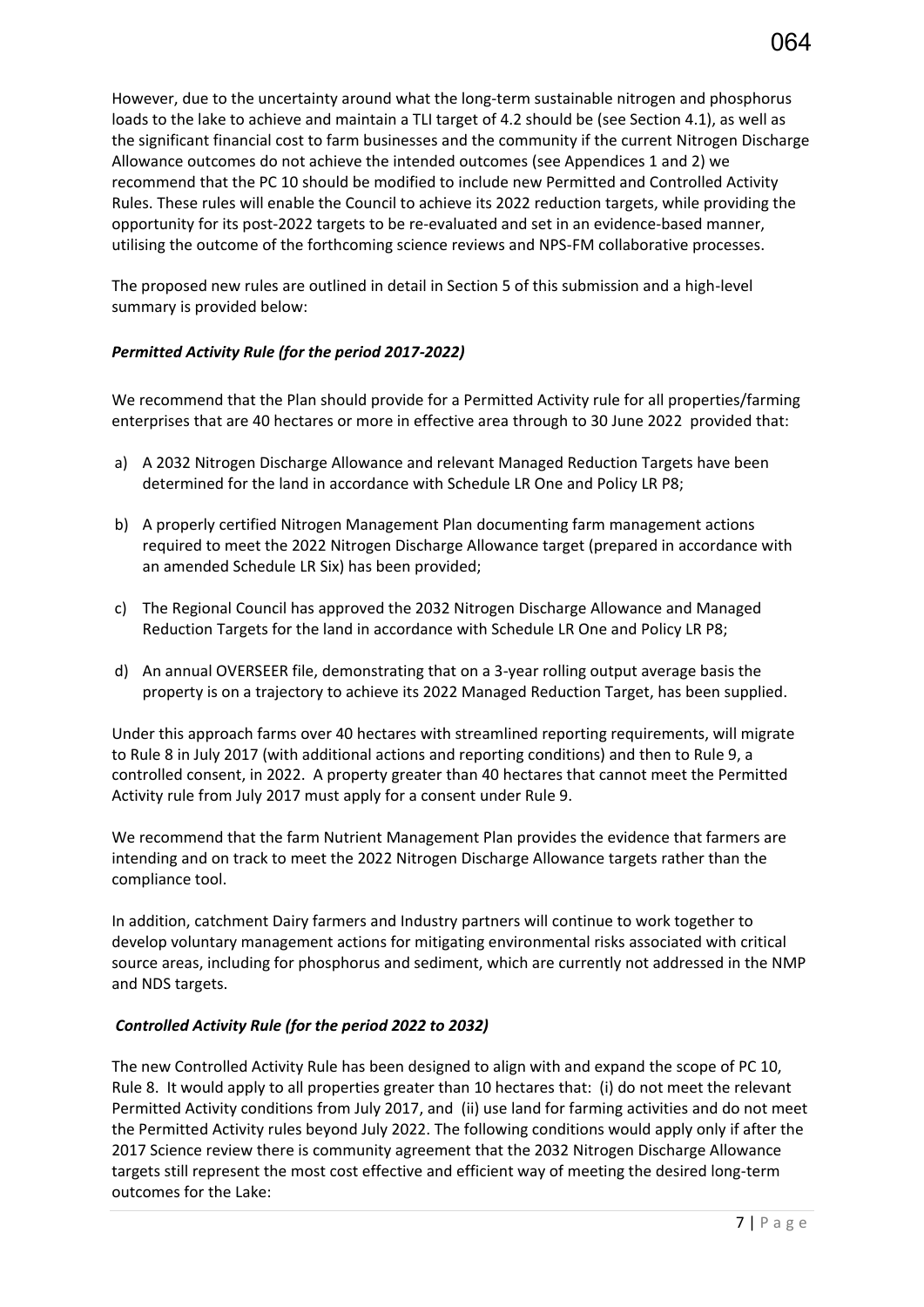However, due to the uncertainty around what the long-term sustainable nitrogen and phosphorus loads to the lake to achieve and maintain a TLI target of 4.2 should be (see Section 4.1), as well as the significant financial cost to farm businesses and the community if the current Nitrogen Discharge Allowance outcomes do not achieve the intended outcomes (see Appendices 1 and 2) we recommend that the PC 10 should be modified to include new Permitted and Controlled Activity Rules. These rules will enable the Council to achieve its 2022 reduction targets, while providing the opportunity for its post-2022 targets to be re-evaluated and set in an evidence-based manner, utilising the outcome of the forthcoming science reviews and NPS-FM collaborative processes.

The proposed new rules are outlined in detail in Section 5 of this submission and a high-level summary is provided below:

***Permitted Activity Rule (for the period 2017-2022)***

We recommend that the Plan should provide for a Permitted Activity rule for all properties/farming enterprises that are 40 hectares or more in effective area through to 30 June 2022 provided that:

a) A 2032 Nitrogen Discharge Allowance and relevant Managed Reduction Targets have been determined for the land in accordance with Schedule LR One and Policy LR P8;

b) A properly certified Nitrogen Management Plan documenting farm management actions required to meet the 2022 Nitrogen Discharge Allowance target (prepared in accordance with an amended Schedule LR Six) has been provided;

c) The Regional Council has approved the 2032 Nitrogen Discharge Allowance and Managed Reduction Targets for the land in accordance with Schedule LR One and Policy LR P8;

d) An annual OVERSEER file, demonstrating that on a 3-year rolling output average basis the property is on a trajectory to achieve its 2022 Managed Reduction Target, has been supplied.

Under this approach farms over 40 hectares with streamlined reporting requirements, will migrate to Rule 8 in July 2017 (with additional actions and reporting conditions) and then to Rule 9, a controlled consent, in 2022. A property greater than 40 hectares that cannot meet the Permitted Activity rule from July 2017 must apply for a consent under Rule 9.

We recommend that the farm Nutrient Management Plan provides the evidence that farmers are intending and on track to meet the 2022 Nitrogen Discharge Allowance targets rather than the compliance tool.

In addition, catchment Dairy farmers and Industry partners will continue to work together to develop voluntary management actions for mitigating environmental risks associated with critical source areas, including for phosphorus and sediment, which are currently not addressed in the NMP and NDS targets.

***Controlled Activity Rule (for the period 2022 to 2032)***

The new Controlled Activity Rule has been designed to align with and expand the scope of PC 10, Rule 8. It would apply to all properties greater than 10 hectares that: (i) do not meet the relevant Permitted Activity conditions from July 2017, and (ii) use land for farming activities and do not meet the Permitted Activity rules beyond July 2022. The following conditions would apply only if after the 2017 Science review there is community agreement that the 2032 Nitrogen Discharge Allowance targets still represent the most cost effective and efficient way of meeting the desired long-term outcomes for the Lake: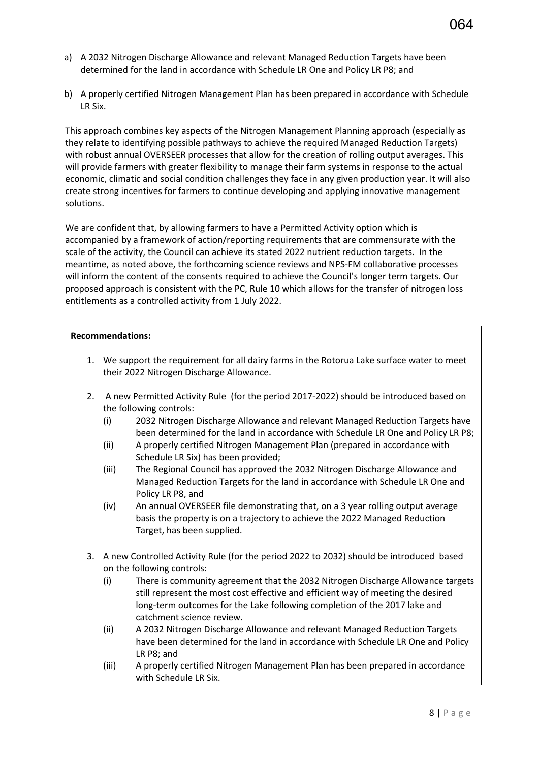a) A 2032 Nitrogen Discharge Allowance and relevant Managed Reduction Targets have been determined for the land in accordance with Schedule LR One and Policy LR P8; and

b) A properly certified Nitrogen Management Plan has been prepared in accordance with Schedule LR Six.

This approach combines key aspects of the Nitrogen Management Planning approach (especially as they relate to identifying possible pathways to achieve the required Managed Reduction Targets) with robust annual OVERSEER processes that allow for the creation of rolling output averages. This will provide farmers with greater flexibility to manage their farm systems in response to the actual economic, climatic and social condition challenges they face in any given production year. It will also create strong incentives for farmers to continue developing and applying innovative management solutions.

We are confident that, by allowing farmers to have a Permitted Activity option which is accompanied by a framework of action/reporting requirements that are commensurate with the scale of the activity, the Council can achieve its stated 2022 nutrient reduction targets. In the meantime, as noted above, the forthcoming science reviews and NPS-FM collaborative processes will inform the content of the consents required to achieve the Council's longer term targets. Our proposed approach is consistent with the PC, Rule 10 which allows for the transfer of nitrogen loss entitlements as a controlled activity from 1 July 2022.

**Recommendations:**

1. We support the requirement for all dairy farms in the Rotorua Lake surface water to meet their 2022 Nitrogen Discharge Allowance.

2. A new Permitted Activity Rule (for the period 2017-2022) should be introduced based on the following controls:
   (i) 2032 Nitrogen Discharge Allowance and relevant Managed Reduction Targets have been determined for the land in accordance with Schedule LR One and Policy LR P8;
   (ii) A properly certified Nitrogen Management Plan (prepared in accordance with Schedule LR Six) has been provided;
   (iii) The Regional Council has approved the 2032 Nitrogen Discharge Allowance and Managed Reduction Targets for the land in accordance with Schedule LR One and Policy LR P8, and
   (iv) An annual OVERSEER file demonstrating that, on a 3 year rolling output average basis the property is on a trajectory to achieve the 2022 Managed Reduction Target, has been supplied.

3. A new Controlled Activity Rule (for the period 2022 to 2032) should be introduced based on the following controls:
   (i) There is community agreement that the 2032 Nitrogen Discharge Allowance targets still represent the most cost effective and efficient way of meeting the desired long-term outcomes for the Lake following completion of the 2017 lake and catchment science review.
   (ii) A 2032 Nitrogen Discharge Allowance and relevant Managed Reduction Targets have been determined for the land in accordance with Schedule LR One and Policy LR P8; and
   (iii) A properly certified Nitrogen Management Plan has been prepared in accordance with Schedule LR Six.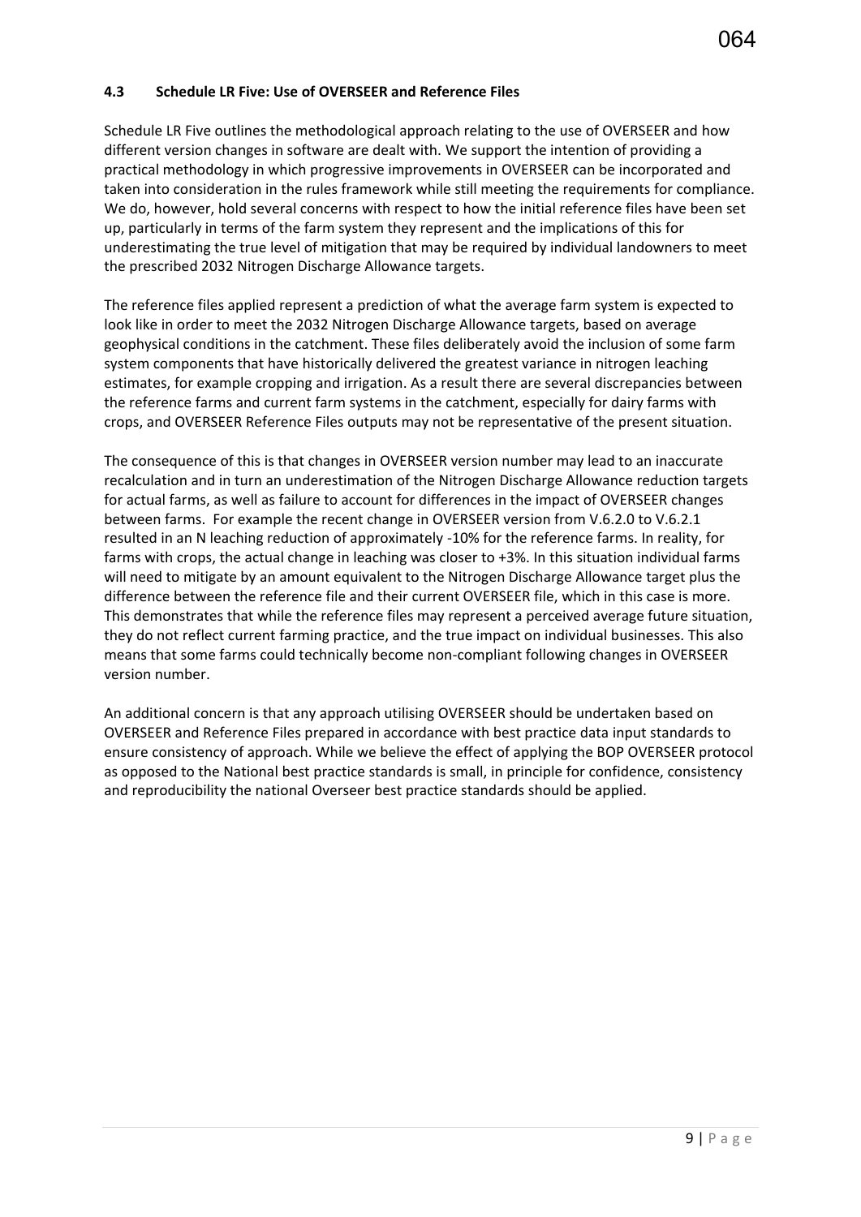### 4.3 Schedule LR Five: Use of OVERSEER and Reference Files

Schedule LR Five outlines the methodological approach relating to the use of OVERSEER and how different version changes in software are dealt with. We support the intention of providing a practical methodology in which progressive improvements in OVERSEER can be incorporated and taken into consideration in the rules framework while still meeting the requirements for compliance. We do, however, hold several concerns with respect to how the initial reference files have been set up, particularly in terms of the farm system they represent and the implications of this for underestimating the true level of mitigation that may be required by individual landowners to meet the prescribed 2032 Nitrogen Discharge Allowance targets.

The reference files applied represent a prediction of what the average farm system is expected to look like in order to meet the 2032 Nitrogen Discharge Allowance targets, based on average geophysical conditions in the catchment. These files deliberately avoid the inclusion of some farm system components that have historically delivered the greatest variance in nitrogen leaching estimates, for example cropping and irrigation. As a result there are several discrepancies between the reference farms and current farm systems in the catchment, especially for dairy farms with crops, and OVERSEER Reference Files outputs may not be representative of the present situation.

The consequence of this is that changes in OVERSEER version number may lead to an inaccurate recalculation and in turn an underestimation of the Nitrogen Discharge Allowance reduction targets for actual farms, as well as failure to account for differences in the impact of OVERSEER changes between farms. For example the recent change in OVERSEER version from V.6.2.0 to V.6.2.1 resulted in an N leaching reduction of approximately -10% for the reference farms. In reality, for farms with crops, the actual change in leaching was closer to +3%. In this situation individual farms will need to mitigate by an amount equivalent to the Nitrogen Discharge Allowance target plus the difference between the reference file and their current OVERSEER file, which in this case is more. This demonstrates that while the reference files may represent a perceived average future situation, they do not reflect current farming practice, and the true impact on individual businesses. This also means that some farms could technically become non-compliant following changes in OVERSEER version number.

An additional concern is that any approach utilising OVERSEER should be undertaken based on OVERSEER and Reference Files prepared in accordance with best practice data input standards to ensure consistency of approach. While we believe the effect of applying the BOP OVERSEER protocol as opposed to the National best practice standards is small, in principle for confidence, consistency and reproducibility the national Overseer best practice standards should be applied.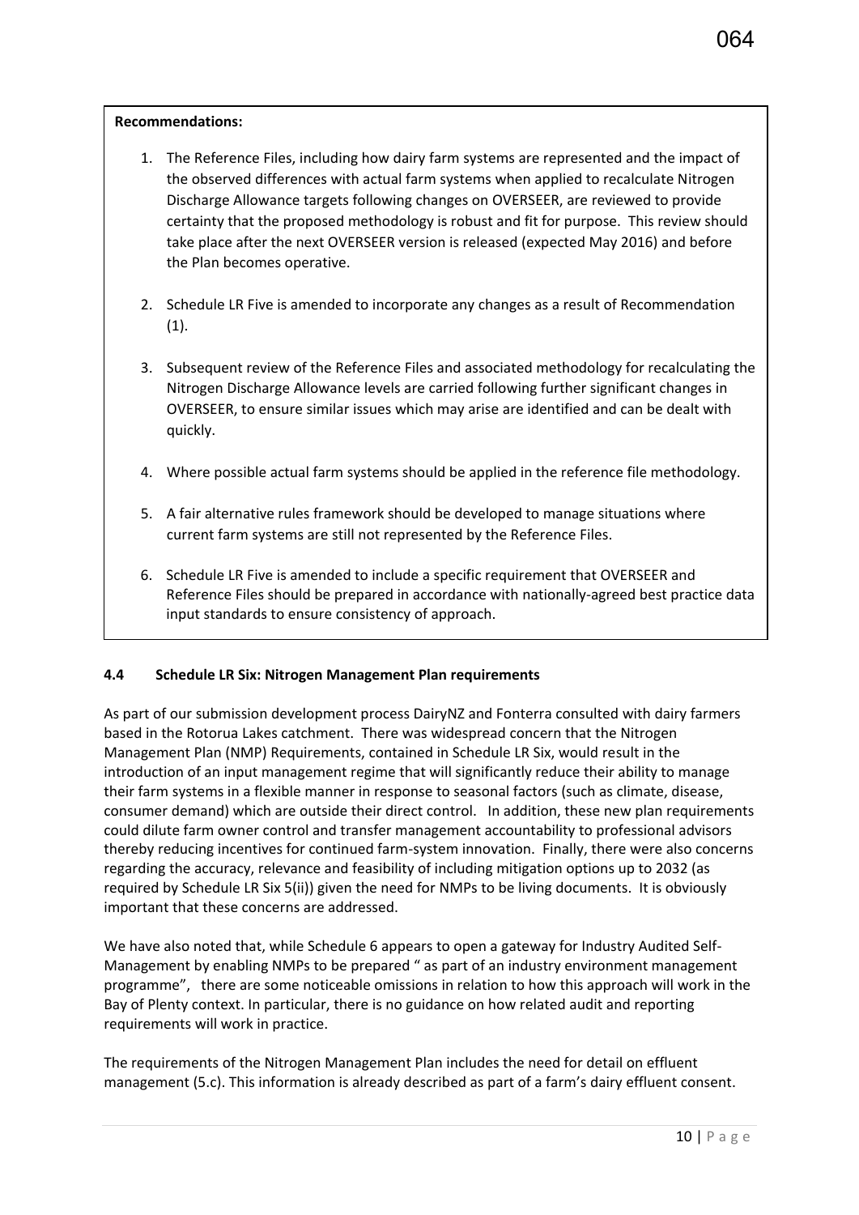**Recommendations:**

1. The Reference Files, including how dairy farm systems are represented and the impact of the observed differences with actual farm systems when applied to recalculate Nitrogen Discharge Allowance targets following changes on OVERSEER, are reviewed to provide certainty that the proposed methodology is robust and fit for purpose. This review should take place after the next OVERSEER version is released (expected May 2016) and before the Plan becomes operative.

2. Schedule LR Five is amended to incorporate any changes as a result of Recommendation (1).

3. Subsequent review of the Reference Files and associated methodology for recalculating the Nitrogen Discharge Allowance levels are carried following further significant changes in OVERSEER, to ensure similar issues which may arise are identified and can be dealt with quickly.

4. Where possible actual farm systems should be applied in the reference file methodology.

5. A fair alternative rules framework should be developed to manage situations where current farm systems are still not represented by the Reference Files.

6. Schedule LR Five is amended to include a specific requirement that OVERSEER and Reference Files should be prepared in accordance with nationally-agreed best practice data input standards to ensure consistency of approach.

### 4.4 Schedule LR Six: Nitrogen Management Plan requirements

As part of our submission development process DairyNZ and Fonterra consulted with dairy farmers based in the Rotorua Lakes catchment. There was widespread concern that the Nitrogen Management Plan (NMP) Requirements, contained in Schedule LR Six, would result in the introduction of an input management regime that will significantly reduce their ability to manage their farm systems in a flexible manner in response to seasonal factors (such as climate, disease, consumer demand) which are outside their direct control. In addition, these new plan requirements could dilute farm owner control and transfer management accountability to professional advisors thereby reducing incentives for continued farm-system innovation. Finally, there were also concerns regarding the accuracy, relevance and feasibility of including mitigation options up to 2032 (as required by Schedule LR Six 5(ii)) given the need for NMPs to be living documents. It is obviously important that these concerns are addressed.

We have also noted that, while Schedule 6 appears to open a gateway for Industry Audited Self-Management by enabling NMPs to be prepared " as part of an industry environment management programme", there are some noticeable omissions in relation to how this approach will work in the Bay of Plenty context. In particular, there is no guidance on how related audit and reporting requirements will work in practice.

The requirements of the Nitrogen Management Plan includes the need for detail on effluent management (5.c). This information is already described as part of a farm's dairy effluent consent.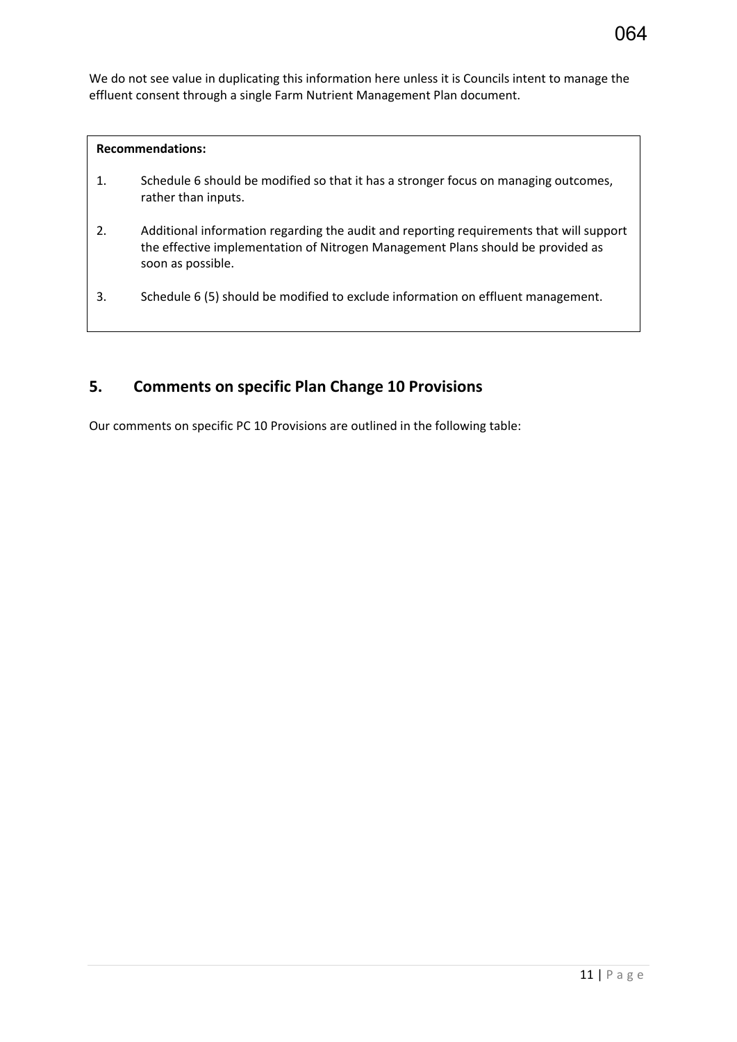We do not see value in duplicating this information here unless it is Councils intent to manage the effluent consent through a single Farm Nutrient Management Plan document.

**Recommendations:**

1. Schedule 6 should be modified so that it has a stronger focus on managing outcomes, rather than inputs.
2. Additional information regarding the audit and reporting requirements that will support the effective implementation of Nitrogen Management Plans should be provided as soon as possible.
3. Schedule 6 (5) should be modified to exclude information on effluent management.

## 5. Comments on specific Plan Change 10 Provisions

Our comments on specific PC 10 Provisions are outlined in the following table: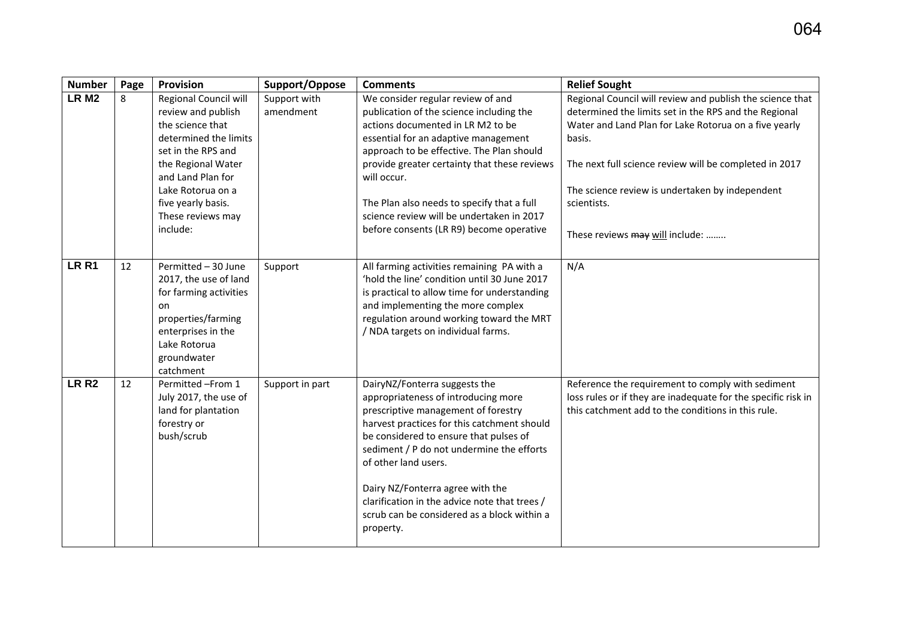| Number | Page | Provision | Support/Oppose | Comments | Relief Sought |
|---|---|---|---|---|---|
| **LR M2** | 8 | Regional Council will review and publish the science that determined the limits set in the RPS and the Regional Water and Land Plan for Lake Rotorua on a five yearly basis. These reviews may include: | Support with amendment | We consider regular review of and publication of the science including the actions documented in LR M2 to be essential for an adaptive management approach to be effective. The Plan should provide greater certainty that these reviews will occur.<br><br>The Plan also needs to specify that a full science review will be undertaken in 2017 before consents (LR R9) become operative | Regional Council will review and publish the science that determined the limits set in the RPS and the Regional Water and Land Plan for Lake Rotorua on a five yearly basis.<br><br>The next full science review will be completed in 2017<br><br>The science review is undertaken by independent scientists.<br><br>These reviews ~~may~~ <u>will</u> include: …….. |
| **LR R1** | 12 | Permitted – 30 June 2017, the use of land for farming activities on properties/farming enterprises in the Lake Rotorua groundwater catchment | Support | All farming activities remaining PA with a 'hold the line' condition until 30 June 2017 is practical to allow time for understanding and implementing the more complex regulation around working toward the MRT / NDA targets on individual farms. | N/A |
| **LR R2** | 12 | Permitted –From 1 July 2017, the use of land for plantation forestry or bush/scrub | Support in part | DairyNZ/Fonterra suggests the appropriateness of introducing more prescriptive management of forestry harvest practices for this catchment should be considered to ensure that pulses of sediment / P do not undermine the efforts of other land users.<br><br>Dairy NZ/Fonterra agree with the clarification in the advice note that trees / scrub can be considered as a block within a property. | Reference the requirement to comply with sediment loss rules or if they are inadequate for the specific risk in this catchment add to the conditions in this rule. |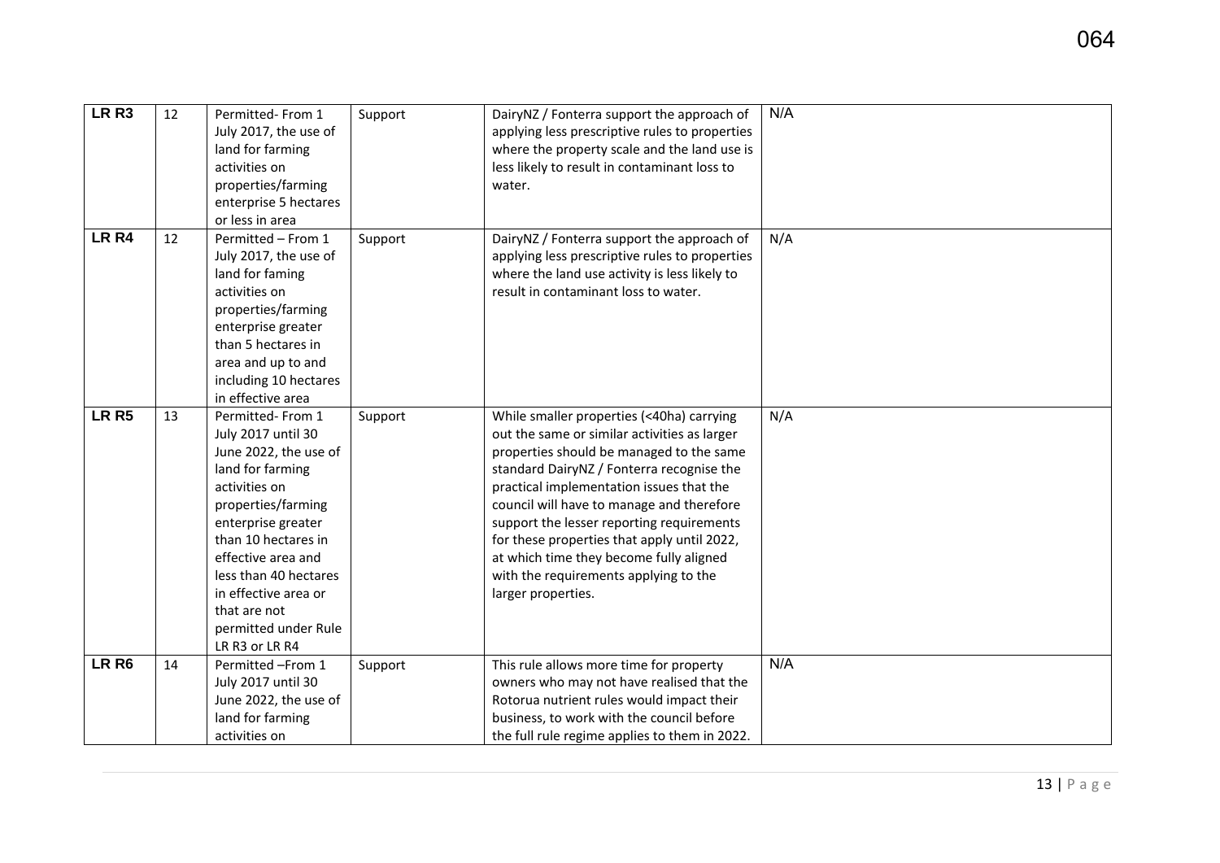| | | | | | |
|---|---|---|---|---|---|
| **LR R3** | 12 | Permitted- From 1 July 2017, the use of land for farming activities on properties/farming enterprise 5 hectares or less in area | Support | DairyNZ / Fonterra support the approach of applying less prescriptive rules to properties where the property scale and the land use is less likely to result in contaminant loss to water. | N/A |
| **LR R4** | 12 | Permitted – From 1 July 2017, the use of land for faming activities on properties/farming enterprise greater than 5 hectares in area and up to and including 10 hectares in effective area | Support | DairyNZ / Fonterra support the approach of applying less prescriptive rules to properties where the land use activity is less likely to result in contaminant loss to water. | N/A |
| **LR R5** | 13 | Permitted- From 1 July 2017 until 30 June 2022, the use of land for farming activities on properties/farming enterprise greater than 10 hectares in effective area and less than 40 hectares in effective area or that are not permitted under Rule LR R3 or LR R4 | Support | While smaller properties (<40ha) carrying out the same or similar activities as larger properties should be managed to the same standard DairyNZ / Fonterra recognise the practical implementation issues that the council will have to manage and therefore support the lesser reporting requirements for these properties that apply until 2022, at which time they become fully aligned with the requirements applying to the larger properties. | N/A |
| **LR R6** | 14 | Permitted –From 1 July 2017 until 30 June 2022, the use of land for farming activities on | Support | This rule allows more time for property owners who may not have realised that the Rotorua nutrient rules would impact their business, to work with the council before the full rule regime applies to them in 2022. | N/A |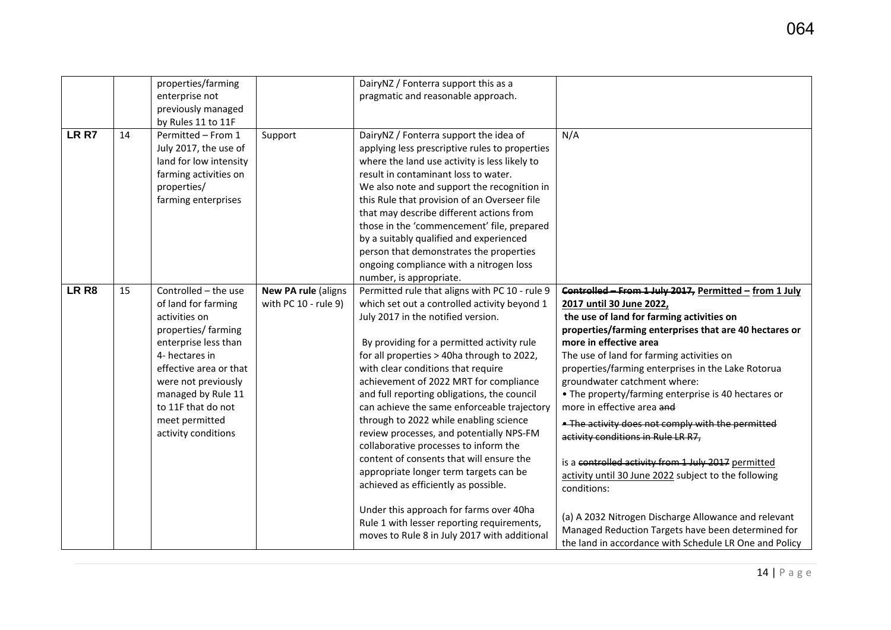| | | | | | |
|---|---|---|---|---|---|
| | | properties/farming enterprise not previously managed by Rules 11 to 11F | | DairyNZ / Fonterra support this as a pragmatic and reasonable approach. | |
| **LR R7** | 14 | Permitted – From 1 July 2017, the use of land for low intensity farming activities on properties/ farming enterprises | Support | DairyNZ / Fonterra support the idea of applying less prescriptive rules to properties where the land use activity is less likely to result in contaminant loss to water.<br>We also note and support the recognition in this Rule that provision of an Overseer file that may describe different actions from those in the 'commencement' file, prepared by a suitably qualified and experienced person that demonstrates the properties ongoing compliance with a nitrogen loss number, is appropriate. | N/A |
| **LR R8** | 15 | Controlled – the use of land for farming activities on properties/ farming enterprise less than 4- hectares in effective area or that were not previously managed by Rule 11 to 11F that do not meet permitted activity conditions | **New PA rule** (aligns with PC 10 - rule 9) | Permitted rule that aligns with PC 10 - rule 9 which set out a controlled activity beyond 1 July 2017 in the notified version.<br><br>By providing for a permitted activity rule for all properties > 40ha through to 2022, with clear conditions that require achievement of 2022 MRT for compliance and full reporting obligations, the council can achieve the same enforceable trajectory through to 2022 while enabling science review processes, and potentially NPS-FM collaborative processes to inform the content of consents that will ensure the appropriate longer term targets can be achieved as efficiently as possible.<br><br>Under this approach for farms over 40ha Rule 1 with lesser reporting requirements, moves to Rule 8 in July 2017 with additional | ~~**Controlled – From 1 July 2017,**~~ <u>**Permitted – from 1 July 2017 until 30 June 2022,**</u><br>**the use of land for farming activities on properties/farming enterprises that are 40 hectares or more in effective area**<br>The use of land for farming activities on properties/farming enterprises in the Lake Rotorua groundwater catchment where:<br>• The property/farming enterprise is 40 hectares or more in effective area ~~and~~<br>~~• The activity does not comply with the permitted activity conditions in Rule LR R7,~~<br><br>is a ~~controlled activity from 1 July 2017~~ <u>permitted activity until 30 June 2022</u> subject to the following conditions:<br><br>(a) A 2032 Nitrogen Discharge Allowance and relevant Managed Reduction Targets have been determined for the land in accordance with Schedule LR One and Policy |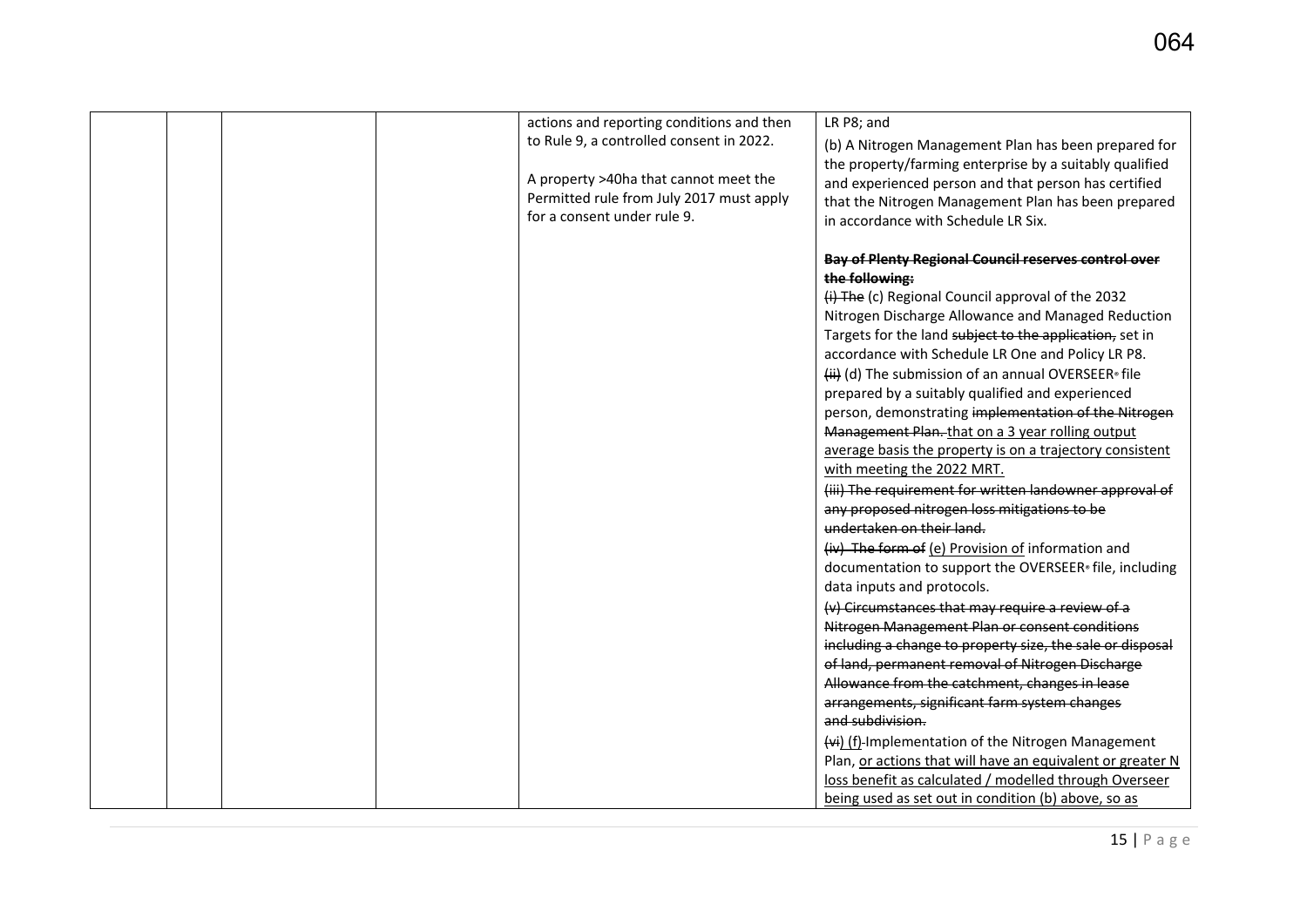| | | | | | |
|---|---|---|---|---|---|
| | | | | actions and reporting conditions and then to Rule 9, a controlled consent in 2022.<br><br>A property >40ha that cannot meet the Permitted rule from July 2017 must apply for a consent under rule 9. | LR P8; and<br>(b) A Nitrogen Management Plan has been prepared for the property/farming enterprise by a suitably qualified and experienced person and that person has certified that the Nitrogen Management Plan has been prepared in accordance with Schedule LR Six.<br><br>~~**Bay of Plenty Regional Council reserves control over the following:**~~<br>~~(i) The~~ (c) Regional Council approval of the 2032 Nitrogen Discharge Allowance and Managed Reduction Targets for the land ~~subject to the application,~~ set in accordance with Schedule LR One and Policy LR P8.<br>~~(ii)~~ (d) The submission of an annual OVERSEER® file prepared by a suitably qualified and experienced person, demonstrating ~~implementation of the Nitrogen Management Plan.~~ <u>that on a 3 year rolling output average basis the property is on a trajectory consistent with meeting the 2022 MRT.</u><br>~~(iii) The requirement for written landowner approval of any proposed nitrogen loss mitigations to be undertaken on their land.~~<br>~~(iv) The form of~~ <u>(e) Provision of</u> information and documentation to support the OVERSEER® file, including data inputs and protocols.<br>~~(v) Circumstances that may require a review of a Nitrogen Management Plan or consent conditions including a change to property size, the sale or disposal of land, permanent removal of Nitrogen Discharge Allowance from the catchment, changes in lease arrangements, significant farm system changes and subdivision.~~<br>~~(vi)~~ <u>(f)</u> Implementation of the Nitrogen Management Plan, <u>or actions that will have an equivalent or greater N loss benefit as calculated / modelled through Overseer being used as set out in condition (b) above, so as</u> |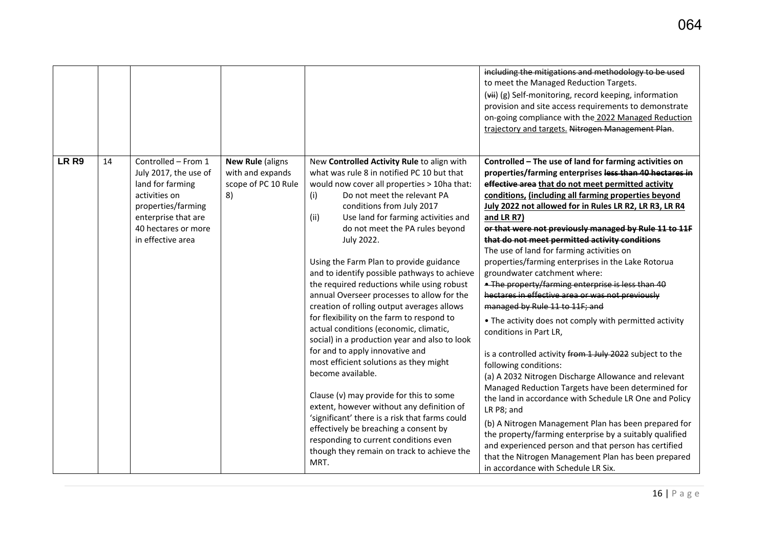| | | | | | |
|---|---|---|---|---|---|
| | | | | | ~~including the mitigations and methodology to be used~~ to meet the Managed Reduction Targets.<br>(~~vii~~) (g) Self-monitoring, record keeping, information provision and site access requirements to demonstrate on-going compliance with the 2022 Managed Reduction trajectory and targets. ~~Nitrogen Management Plan~~. |
| **LR R9** | 14 | Controlled – From 1 July 2017, the use of land for farming activities on properties/farming enterprise that are 40 hectares or more in effective area | **New Rule** (aligns with and expands scope of PC 10 Rule 8) | New **Controlled Activity Rule** to align with what was rule 8 in notified PC 10 but that would now cover all properties > 10ha that:<br>(i) Do not meet the relevant PA conditions from July 2017<br>(ii) Use land for farming activities and do not meet the PA rules beyond July 2022.<br><br>Using the Farm Plan to provide guidance and to identify possible pathways to achieve the required reductions while using robust annual Overseer processes to allow for the creation of rolling output averages allows for flexibility on the farm to respond to actual conditions (economic, climatic, social) in a production year and also to look for and to apply innovative and most efficient solutions as they might become available.<br><br>Clause (v) may provide for this to some extent, however without any definition of 'significant' there is a risk that farms could effectively be breaching a consent by responding to current conditions even though they remain on track to achieve the MRT. | **Controlled – The use of land for farming activities on properties/farming enterprises ~~less than 40 hectares in effective area~~ that do not meet permitted activity conditions, (including all farming properties beyond July 2022 not allowed for in Rules LR R2, LR R3, LR R4 and LR R7)**<br>**~~or that were not previously managed by Rule 11 to 11F that do not meet permitted activity conditions~~**<br>The use of land for farming activities on properties/farming enterprises in the Lake Rotorua groundwater catchment where:<br>~~• The property/farming enterprise is less than 40 hectares in effective area or was not previously managed by Rule 11 to 11F; and~~<br>• The activity does not comply with permitted activity conditions in Part LR,<br><br>is a controlled activity ~~from 1 July 2022~~ subject to the following conditions:<br>(a) A 2032 Nitrogen Discharge Allowance and relevant Managed Reduction Targets have been determined for the land in accordance with Schedule LR One and Policy LR P8; and<br>(b) A Nitrogen Management Plan has been prepared for the property/farming enterprise by a suitably qualified and experienced person and that person has certified that the Nitrogen Management Plan has been prepared in accordance with Schedule LR Six. |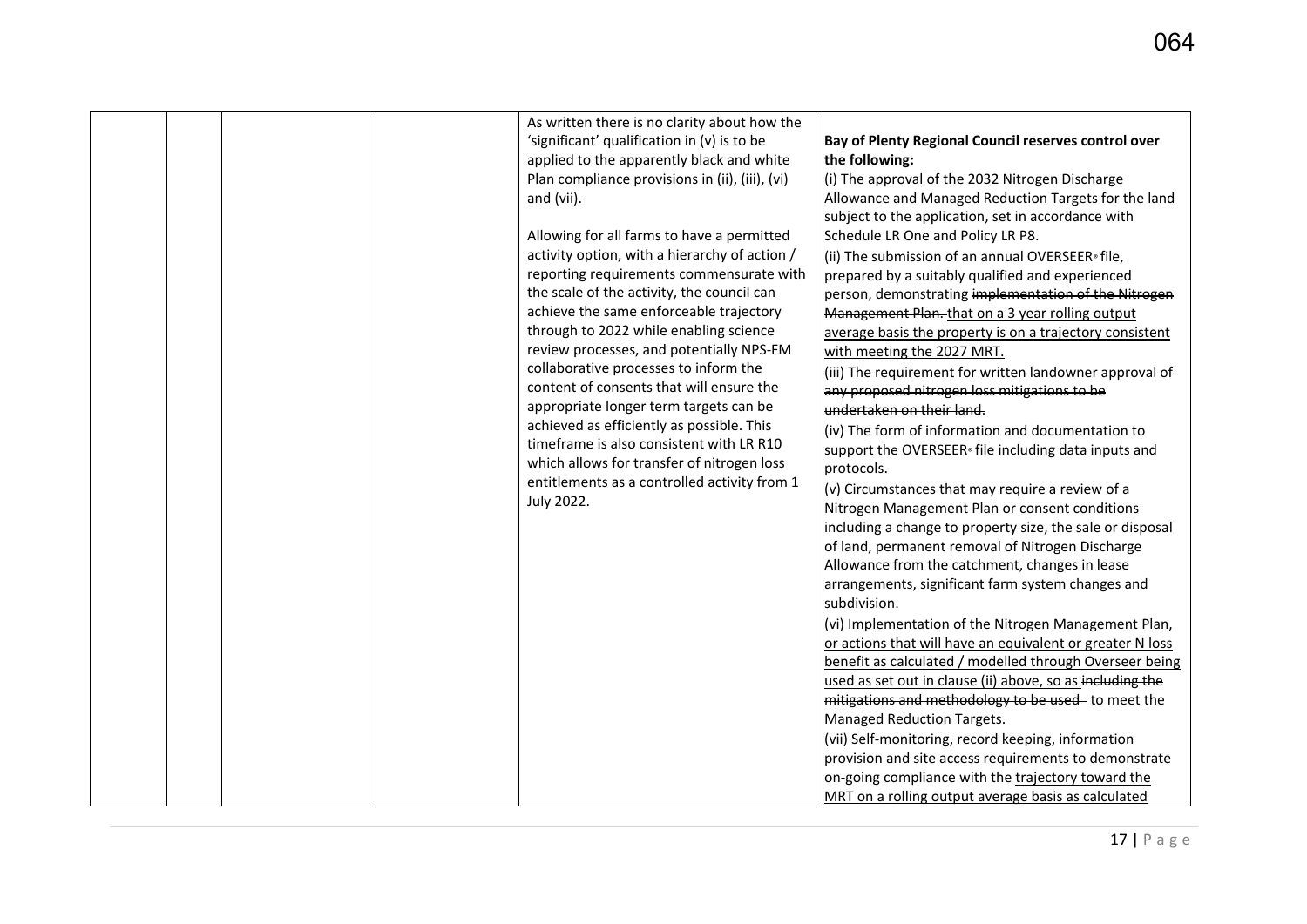| | | | | | |
|---|---|---|---|---|---|
| | | | | As written there is no clarity about how the 'significant' qualification in (v) is to be applied to the apparently black and white Plan compliance provisions in (ii), (iii), (vi) and (vii).<br><br>Allowing for all farms to have a permitted activity option, with a hierarchy of action / reporting requirements commensurate with the scale of the activity, the council can achieve the same enforceable trajectory through to 2022 while enabling science review processes, and potentially NPS-FM collaborative processes to inform the content of consents that will ensure the appropriate longer term targets can be achieved as efficiently as possible. This timeframe is also consistent with LR R10 which allows for transfer of nitrogen loss entitlements as a controlled activity from 1 July 2022. | **Bay of Plenty Regional Council reserves control over the following:**<br>(i) The approval of the 2032 Nitrogen Discharge Allowance and Managed Reduction Targets for the land subject to the application, set in accordance with Schedule LR One and Policy LR P8.<br>(ii) The submission of an annual OVERSEER® file, prepared by a suitably qualified and experienced person, demonstrating ~~implementation of the Nitrogen Management Plan.~~ <u>that on a 3 year rolling output average basis the property is on a trajectory consistent with meeting the 2027 MRT.</u><br>~~(iii) The requirement for written landowner approval of any proposed nitrogen loss mitigations to be undertaken on their land.~~<br>(iv) The form of information and documentation to support the OVERSEER® file including data inputs and protocols.<br>(v) Circumstances that may require a review of a Nitrogen Management Plan or consent conditions including a change to property size, the sale or disposal of land, permanent removal of Nitrogen Discharge Allowance from the catchment, changes in lease arrangements, significant farm system changes and subdivision.<br>(vi) Implementation of the Nitrogen Management Plan, <u>or actions that will have an equivalent or greater N loss benefit as calculated / modelled through Overseer being used as set out in clause (ii) above, so as</u> ~~including the mitigations and methodology to be used~~ to meet the Managed Reduction Targets.<br>(vii) Self-monitoring, record keeping, information provision and site access requirements to demonstrate on-going compliance with the <u>trajectory toward the MRT on a rolling output average basis as calculated</u> |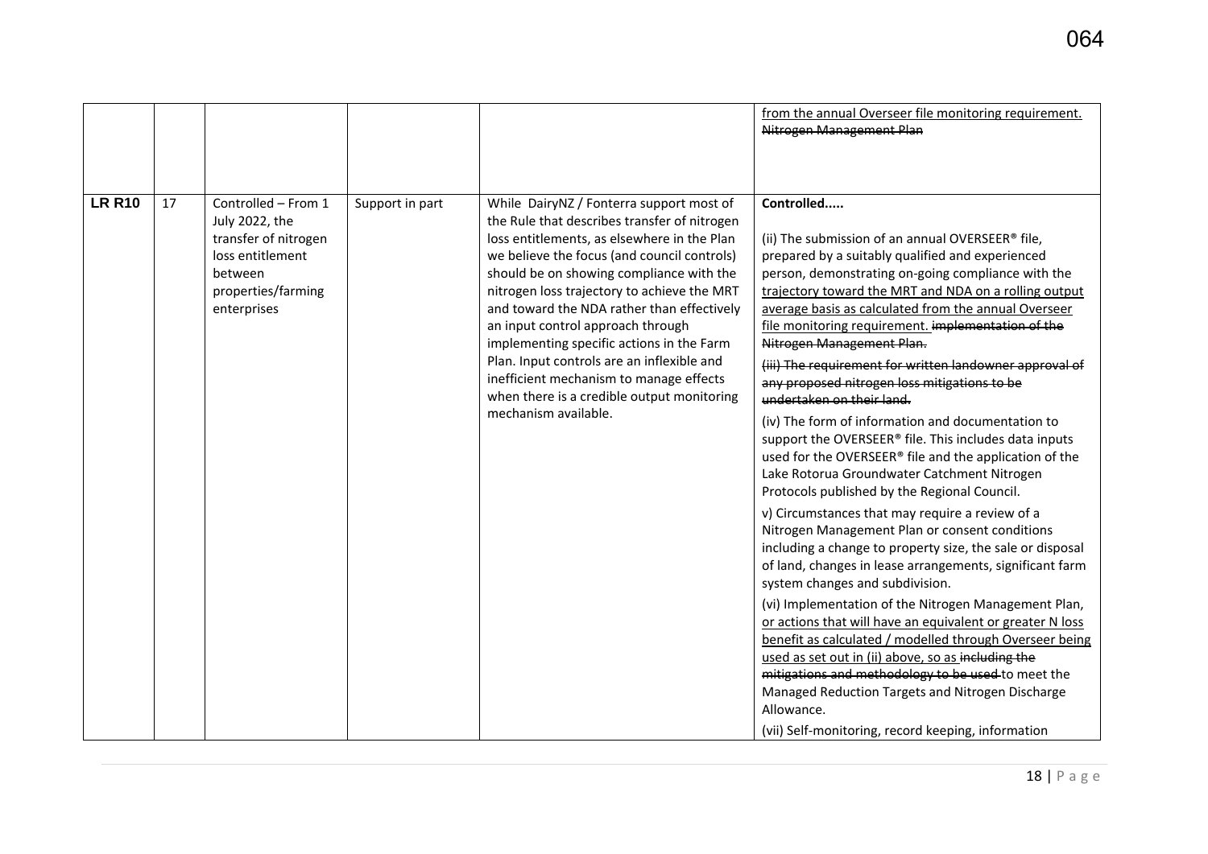| | | | | | |
|---|---|---|---|---|---|
| | | | | | <u>from the annual Overseer file monitoring requirement.</u> ~~Nitrogen Management Plan~~ |
| **LR R10** | 17 | Controlled – From 1 July 2022, the transfer of nitrogen loss entitlement between properties/farming enterprises | Support in part | While DairyNZ / Fonterra support most of the Rule that describes transfer of nitrogen loss entitlements, as elsewhere in the Plan we believe the focus (and council controls) should be on showing compliance with the nitrogen loss trajectory to achieve the MRT and toward the NDA rather than effectively an input control approach through implementing specific actions in the Farm Plan. Input controls are an inflexible and inefficient mechanism to manage effects when there is a credible output monitoring mechanism available. | **Controlled.....**<br><br>(ii) The submission of an annual OVERSEER® file, prepared by a suitably qualified and experienced person, demonstrating on-going compliance with the <u>trajectory toward the MRT and NDA on a rolling output average basis as calculated from the annual Overseer file monitoring requirement.</u> ~~implementation of the Nitrogen Management Plan.~~<br><br>~~(iii) The requirement for written landowner approval of any proposed nitrogen loss mitigations to be undertaken on their land.~~<br><br>(iv) The form of information and documentation to support the OVERSEER® file. This includes data inputs used for the OVERSEER® file and the application of the Lake Rotorua Groundwater Catchment Nitrogen Protocols published by the Regional Council.<br><br>v) Circumstances that may require a review of a Nitrogen Management Plan or consent conditions including a change to property size, the sale or disposal of land, changes in lease arrangements, significant farm system changes and subdivision.<br><br>(vi) Implementation of the Nitrogen Management Plan, <u>or actions that will have an equivalent or greater N loss benefit as calculated / modelled through Overseer being used as set out in (ii) above, so as</u> ~~including the mitigations and methodology to be used~~ to meet the Managed Reduction Targets and Nitrogen Discharge Allowance.<br><br>(vii) Self-monitoring, record keeping, information |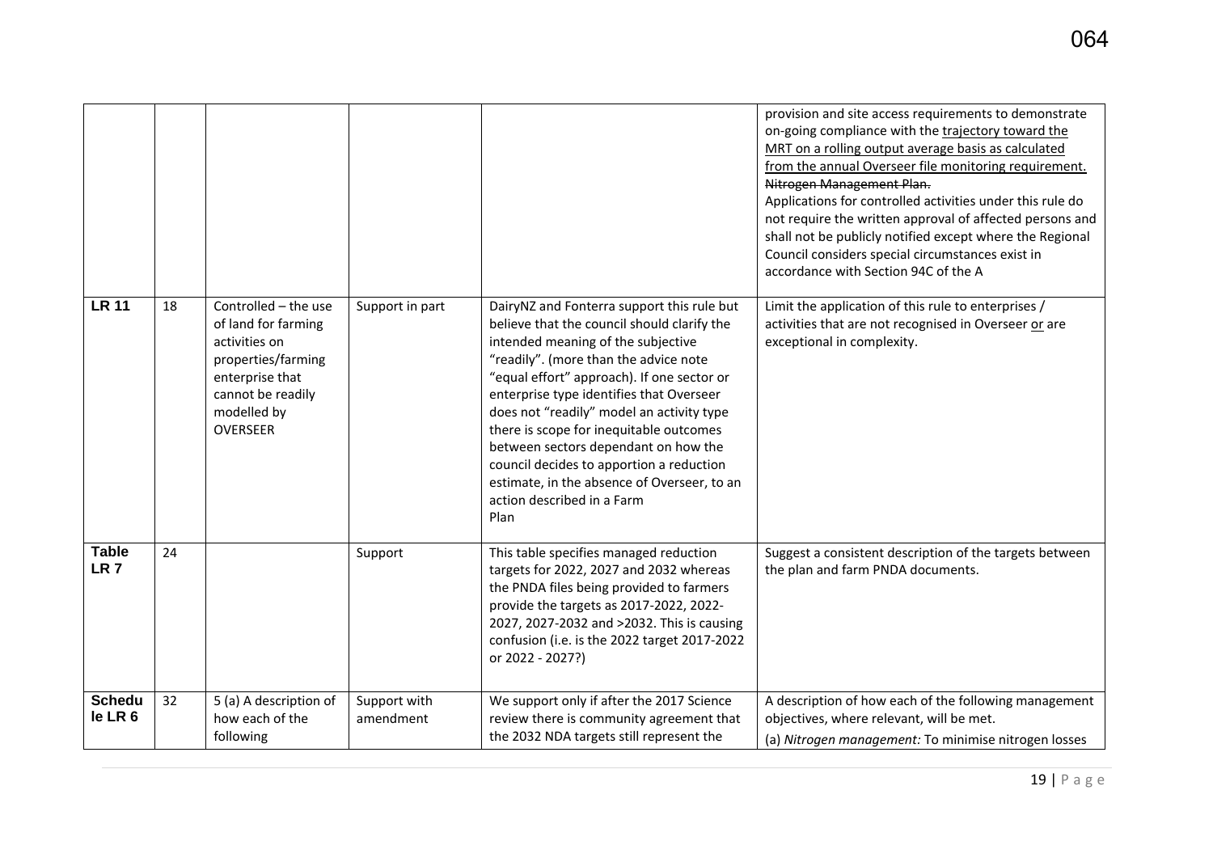064

| | | | | | |
|---|---|---|---|---|---|
| | | | | | provision and site access requirements to demonstrate on-going compliance with the <u>trajectory toward the MRT on a rolling output average basis as calculated from the annual Overseer file monitoring requirement.</u> ~~Nitrogen Management Plan.~~ Applications for controlled activities under this rule do not require the written approval of affected persons and shall not be publicly notified except where the Regional Council considers special circumstances exist in accordance with Section 94C of the A |
| **LR 11** | 18 | Controlled – the use of land for farming activities on properties/farming enterprise that cannot be readily modelled by OVERSEER | Support in part | DairyNZ and Fonterra support this rule but believe that the council should clarify the intended meaning of the subjective "readily". (more than the advice note "equal effort" approach). If one sector or enterprise type identifies that Overseer does not "readily" model an activity type there is scope for inequitable outcomes between sectors dependant on how the council decides to apportion a reduction estimate, in the absence of Overseer, to an action described in a Farm Plan | Limit the application of this rule to enterprises / activities that are not recognised in Overseer <u>or</u> are exceptional in complexity. |
| **Table LR 7** | 24 | | Support | This table specifies managed reduction targets for 2022, 2027 and 2032 whereas the PNDA files being provided to farmers provide the targets as 2017-2022, 2022-2027, 2027-2032 and >2032. This is causing confusion (i.e. is the 2022 target 2017-2022 or 2022 - 2027?) | Suggest a consistent description of the targets between the plan and farm PNDA documents. |
| **Schedule LR 6** | 32 | 5 (a) A description of how each of the following | Support with amendment | We support only if after the 2017 Science review there is community agreement that the 2032 NDA targets still represent the | A description of how each of the following management objectives, where relevant, will be met.<br>(a) *Nitrogen management:* To minimise nitrogen losses |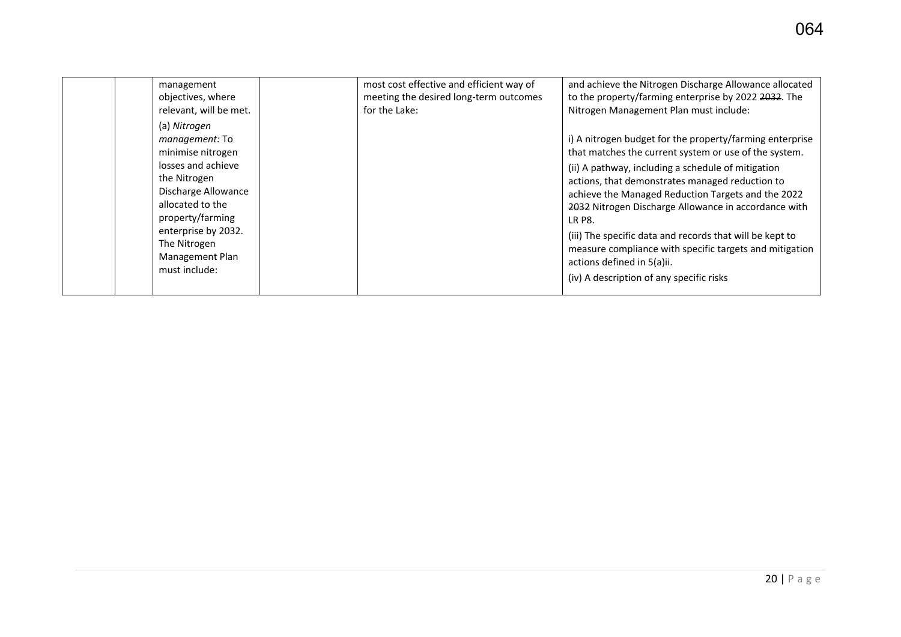| | | | | | |
|---|---|---|---|---|---|
| | | management objectives, where relevant, will be met.<br>(a) *Nitrogen management:* To minimise nitrogen losses and achieve the Nitrogen Discharge Allowance allocated to the property/farming enterprise by 2032. The Nitrogen Management Plan must include: | | most cost effective and efficient way of meeting the desired long-term outcomes for the Lake: | and achieve the Nitrogen Discharge Allowance allocated to the property/farming enterprise by 2022 ~~2032~~. The Nitrogen Management Plan must include:<br><br>i) A nitrogen budget for the property/farming enterprise that matches the current system or use of the system.<br>(ii) A pathway, including a schedule of mitigation actions, that demonstrates managed reduction to achieve the Managed Reduction Targets and the 2022 ~~2032~~ Nitrogen Discharge Allowance in accordance with LR P8.<br>(iii) The specific data and records that will be kept to measure compliance with specific targets and mitigation actions defined in 5(a)ii.<br>(iv) A description of any specific risks |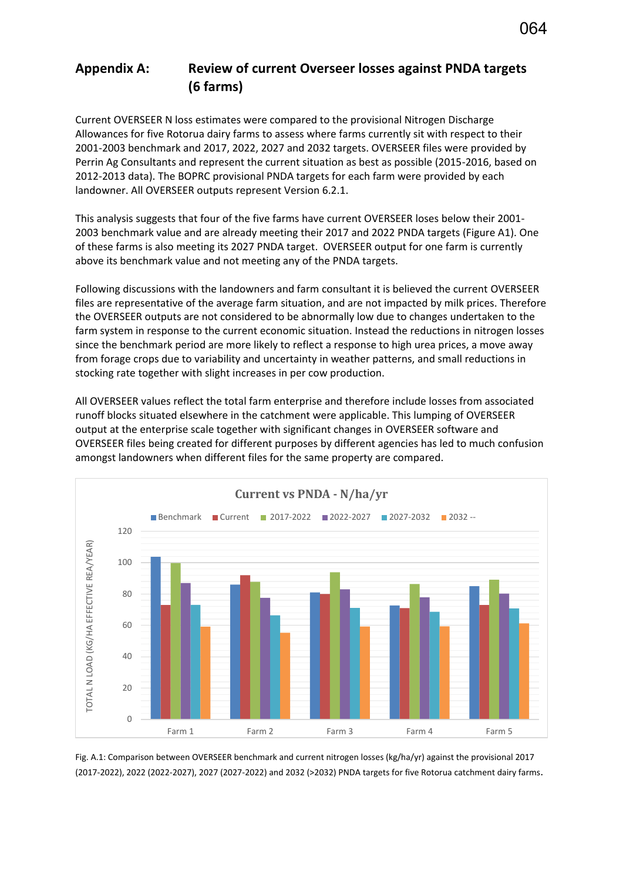## Appendix A: Review of current Overseer losses against PNDA targets (6 farms)

Current OVERSEER N loss estimates were compared to the provisional Nitrogen Discharge Allowances for five Rotorua dairy farms to assess where farms currently sit with respect to their 2001-2003 benchmark and 2017, 2022, 2027 and 2032 targets. OVERSEER files were provided by Perrin Ag Consultants and represent the current situation as best as possible (2015-2016, based on 2012-2013 data). The BOPRC provisional PNDA targets for each farm were provided by each landowner. All OVERSEER outputs represent Version 6.2.1.

This analysis suggests that four of the five farms have current OVERSEER loses below their 2001-2003 benchmark value and are already meeting their 2017 and 2022 PNDA targets (Figure A1). One of these farms is also meeting its 2027 PNDA target. OVERSEER output for one farm is currently above its benchmark value and not meeting any of the PNDA targets.

Following discussions with the landowners and farm consultant it is believed the current OVERSEER files are representative of the average farm situation, and are not impacted by milk prices. Therefore the OVERSEER outputs are not considered to be abnormally low due to changes undertaken to the farm system in response to the current economic situation. Instead the reductions in nitrogen losses since the benchmark period are more likely to reflect a response to high urea prices, a move away from forage crops due to variability and uncertainty in weather patterns, and small reductions in stocking rate together with slight increases in per cow production.

All OVERSEER values reflect the total farm enterprise and therefore include losses from associated runoff blocks situated elsewhere in the catchment were applicable. This lumping of OVERSEER output at the enterprise scale together with significant changes in OVERSEER software and OVERSEER files being created for different purposes by different agencies has led to much confusion amongst landowners when different files for the same property are compared.

Current vs PNDA - N/ha/yr

Benchmark, Current, 2017-2022, 2022-2027, 2027-2032, 2032 --

TOTAL N LOAD (KG/HA EFFECTIVE REA/YEAR)

0, 20, 40, 60, 80, 100, 120

Farm 1, Farm 2, Farm 3, Farm 4, Farm 5

Fig. A.1: Comparison between OVERSEER benchmark and current nitrogen losses (kg/ha/yr) against the provisional 2017 (2017-2022), 2022 (2022-2027), 2027 (2027-2022) and 2032 (>2032) PNDA targets for five Rotorua catchment dairy farms.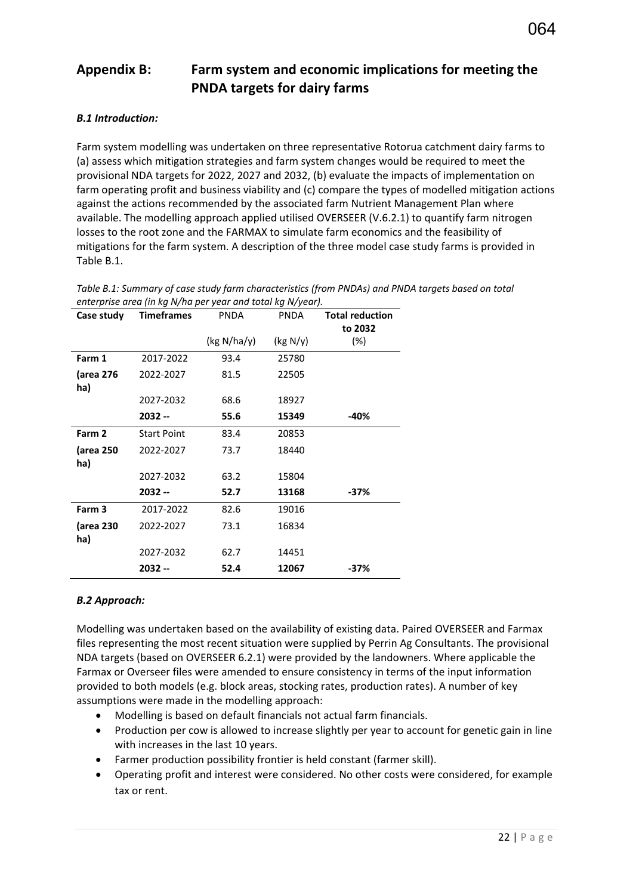## Appendix B: Farm system and economic implications for meeting the PNDA targets for dairy farms

### *B.1 Introduction:*

Farm system modelling was undertaken on three representative Rotorua catchment dairy farms to (a) assess which mitigation strategies and farm system changes would be required to meet the provisional NDA targets for 2022, 2027 and 2032, (b) evaluate the impacts of implementation on farm operating profit and business viability and (c) compare the types of modelled mitigation actions against the actions recommended by the associated farm Nutrient Management Plan where available. The modelling approach applied utilised OVERSEER (V.6.2.1) to quantify farm nitrogen losses to the root zone and the FARMAX to simulate farm economics and the feasibility of mitigations for the farm system. A description of the three model case study farms is provided in Table B.1.

*Table B.1: Summary of case study farm characteristics (from PNDAs) and PNDA targets based on total enterprise area (in kg N/ha per year and total kg N/year).*

| Case study | Timeframes | PNDA (kg N/ha/y) | PNDA (kg N/y) | Total reduction to 2032 (%) |
|---|---|---|---|---|
| **Farm 1** | 2017-2022 | 93.4 | 25780 | |
| **(area 276 ha)** | 2022-2027 | 81.5 | 22505 | |
| | 2027-2032 | 68.6 | 18927 | |
| | **2032 --** | **55.6** | **15349** | **-40%** |
| **Farm 2** | Start Point | 83.4 | 20853 | |
| **(area 250 ha)** | 2022-2027 | 73.7 | 18440 | |
| | 2027-2032 | 63.2 | 15804 | |
| | **2032 --** | **52.7** | **13168** | **-37%** |
| **Farm 3** | 2017-2022 | 82.6 | 19016 | |
| **(area 230 ha)** | 2022-2027 | 73.1 | 16834 | |
| | 2027-2032 | 62.7 | 14451 | |
| | **2032 --** | **52.4** | **12067** | **-37%** |

### *B.2 Approach:*

Modelling was undertaken based on the availability of existing data. Paired OVERSEER and Farmax files representing the most recent situation were supplied by Perrin Ag Consultants. The provisional NDA targets (based on OVERSEER 6.2.1) were provided by the landowners. Where applicable the Farmax or Overseer files were amended to ensure consistency in terms of the input information provided to both models (e.g. block areas, stocking rates, production rates). A number of key assumptions were made in the modelling approach:

- Modelling is based on default financials not actual farm financials.
- Production per cow is allowed to increase slightly per year to account for genetic gain in line with increases in the last 10 years.
- Farmer production possibility frontier is held constant (farmer skill).
- Operating profit and interest were considered. No other costs were considered, for example tax or rent.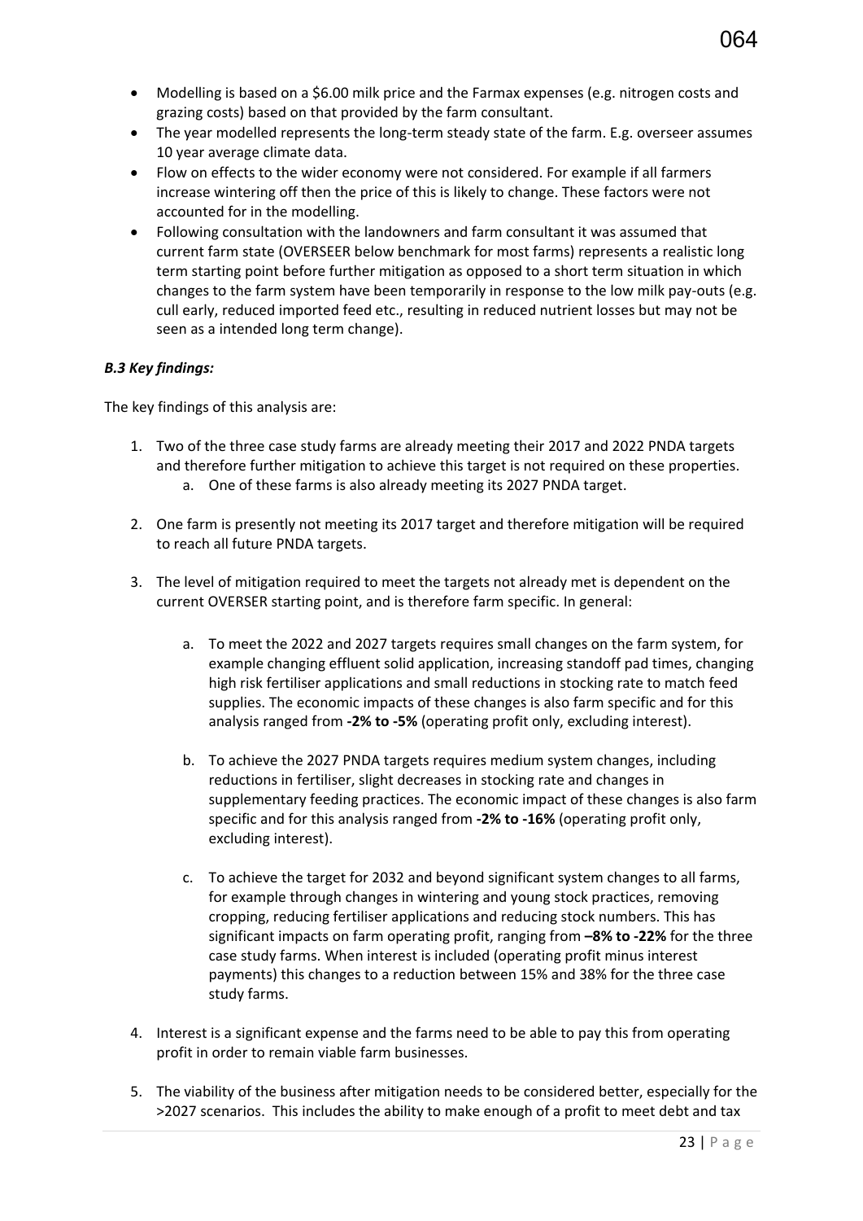- Modelling is based on a $6.00 milk price and the Farmax expenses (e.g. nitrogen costs and grazing costs) based on that provided by the farm consultant.
- The year modelled represents the long-term steady state of the farm. E.g. overseer assumes 10 year average climate data.
- Flow on effects to the wider economy were not considered. For example if all farmers increase wintering off then the price of this is likely to change. These factors were not accounted for in the modelling.
- Following consultation with the landowners and farm consultant it was assumed that current farm state (OVERSEER below benchmark for most farms) represents a realistic long term starting point before further mitigation as opposed to a short term situation in which changes to the farm system have been temporarily in response to the low milk pay-outs (e.g. cull early, reduced imported feed etc., resulting in reduced nutrient losses but may not be seen as a intended long term change).

***B.3 Key findings:***

The key findings of this analysis are:

1. Two of the three case study farms are already meeting their 2017 and 2022 PNDA targets and therefore further mitigation to achieve this target is not required on these properties.
    a. One of these farms is also already meeting its 2027 PNDA target.

2. One farm is presently not meeting its 2017 target and therefore mitigation will be required to reach all future PNDA targets.

3. The level of mitigation required to meet the targets not already met is dependent on the current OVERSER starting point, and is therefore farm specific. In general:

    a. To meet the 2022 and 2027 targets requires small changes on the farm system, for example changing effluent solid application, increasing standoff pad times, changing high risk fertiliser applications and small reductions in stocking rate to match feed supplies. The economic impacts of these changes is also farm specific and for this analysis ranged from **-2% to -5%** (operating profit only, excluding interest).

    b. To achieve the 2027 PNDA targets requires medium system changes, including reductions in fertiliser, slight decreases in stocking rate and changes in supplementary feeding practices. The economic impact of these changes is also farm specific and for this analysis ranged from **-2% to -16%** (operating profit only, excluding interest).

    c. To achieve the target for 2032 and beyond significant system changes to all farms, for example through changes in wintering and young stock practices, removing cropping, reducing fertiliser applications and reducing stock numbers. This has significant impacts on farm operating profit, ranging from **–8% to -22%** for the three case study farms. When interest is included (operating profit minus interest payments) this changes to a reduction between 15% and 38% for the three case study farms.

4. Interest is a significant expense and the farms need to be able to pay this from operating profit in order to remain viable farm businesses.

5. The viability of the business after mitigation needs to be considered better, especially for the >2027 scenarios. This includes the ability to make enough of a profit to meet debt and tax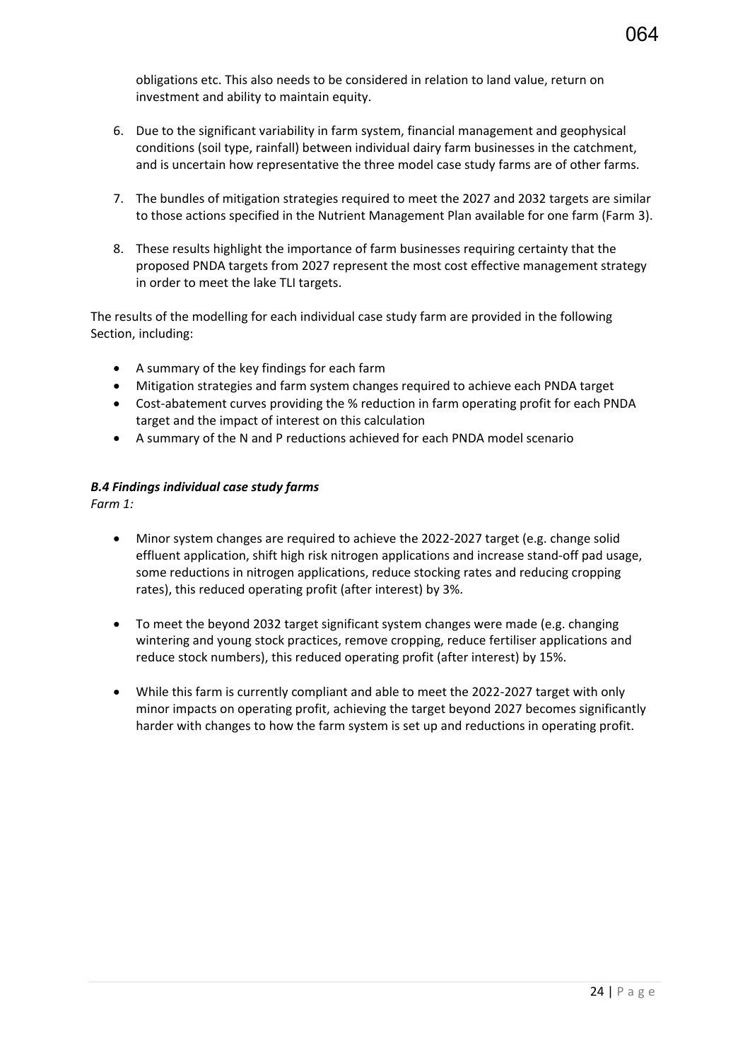obligations etc. This also needs to be considered in relation to land value, return on investment and ability to maintain equity.

6. Due to the significant variability in farm system, financial management and geophysical conditions (soil type, rainfall) between individual dairy farm businesses in the catchment, and is uncertain how representative the three model case study farms are of other farms.

7. The bundles of mitigation strategies required to meet the 2027 and 2032 targets are similar to those actions specified in the Nutrient Management Plan available for one farm (Farm 3).

8. These results highlight the importance of farm businesses requiring certainty that the proposed PNDA targets from 2027 represent the most cost effective management strategy in order to meet the lake TLI targets.

The results of the modelling for each individual case study farm are provided in the following Section, including:

- A summary of the key findings for each farm
- Mitigation strategies and farm system changes required to achieve each PNDA target
- Cost-abatement curves providing the % reduction in farm operating profit for each PNDA target and the impact of interest on this calculation
- A summary of the N and P reductions achieved for each PNDA model scenario

### *B.4 Findings individual case study farms*

*Farm 1:*

- Minor system changes are required to achieve the 2022-2027 target (e.g. change solid effluent application, shift high risk nitrogen applications and increase stand-off pad usage, some reductions in nitrogen applications, reduce stocking rates and reducing cropping rates), this reduced operating profit (after interest) by 3%.

- To meet the beyond 2032 target significant system changes were made (e.g. changing wintering and young stock practices, remove cropping, reduce fertiliser applications and reduce stock numbers), this reduced operating profit (after interest) by 15%.

- While this farm is currently compliant and able to meet the 2022-2027 target with only minor impacts on operating profit, achieving the target beyond 2027 becomes significantly harder with changes to how the farm system is set up and reductions in operating profit.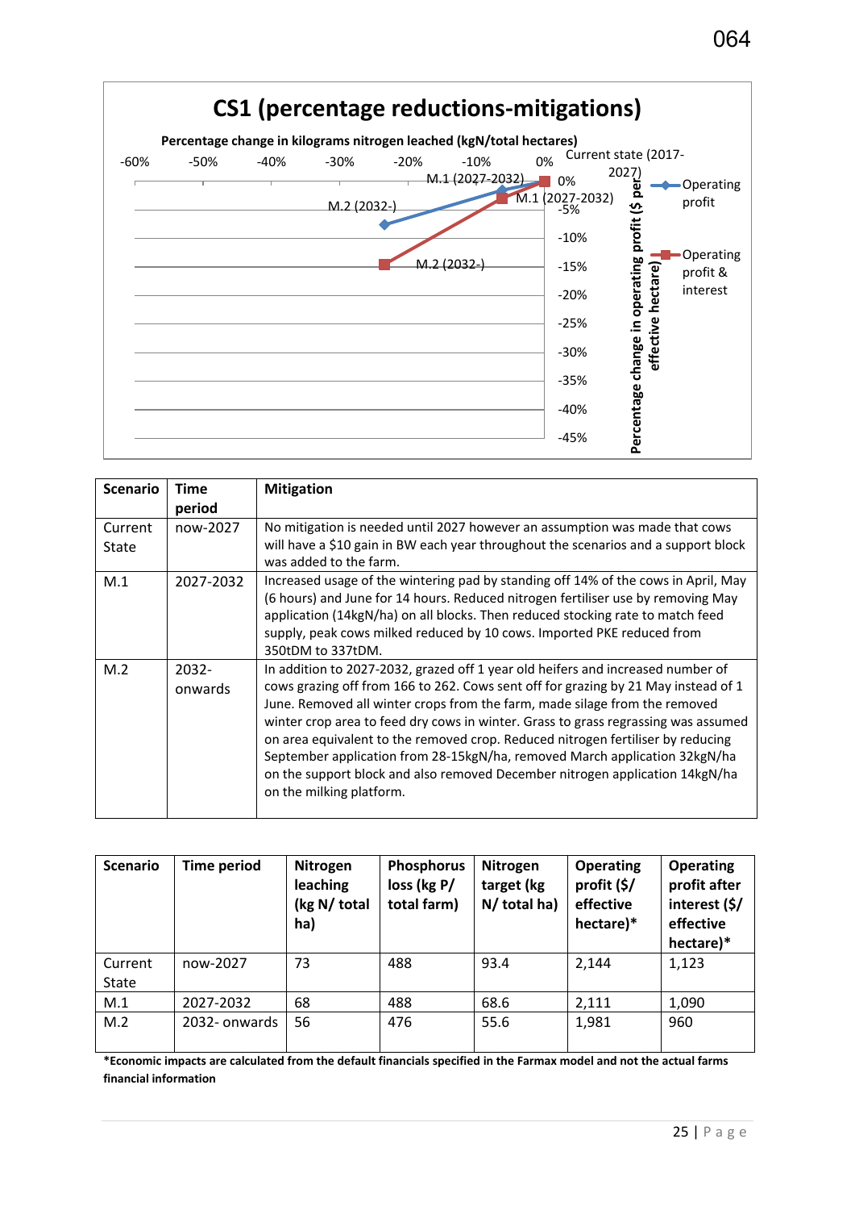064

CS1 (percentage reductions-mitigations)

Percentage change in kilograms nitrogen leached (kgN/total hectares)

-60% -50% -40% -30% -20% -10% 0%

Current state (2017-2027)

M.1 (2027-2032)

M.2 (2032-)

M.1 (2027-2032)

M.2 (2032-)

0% -5% -10% -15% -20% -25% -30% -35% -40% -45%

Percentage change in operating profit ($ per effective hectare)

Operating profit

Operating profit & interest

| Scenario | Time period | Mitigation |
|---|---|---|
| Current State | now-2027 | No mitigation is needed until 2027 however an assumption was made that cows will have a $10 gain in BW each year throughout the scenarios and a support block was added to the farm. |
| M.1 | 2027-2032 | Increased usage of the wintering pad by standing off 14% of the cows in April, May (6 hours) and June for 14 hours. Reduced nitrogen fertiliser use by removing May application (14kgN/ha) on all blocks. Then reduced stocking rate to match feed supply, peak cows milked reduced by 10 cows. Imported PKE reduced from 350tDM to 337tDM. |
| M.2 | 2032-onwards | In addition to 2027-2032, grazed off 1 year old heifers and increased number of cows grazing off from 166 to 262. Cows sent off for grazing by 21 May instead of 1 June. Removed all winter crops from the farm, made silage from the removed winter crop area to feed dry cows in winter. Grass to grass regrassing was assumed on area equivalent to the removed crop. Reduced nitrogen fertiliser by reducing September application from 28-15kgN/ha, removed March application 32kgN/ha on the support block and also removed December nitrogen application 14kgN/ha on the milking platform. |

| Scenario | Time period | Nitrogen leaching (kg N/ total ha) | Phosphorus loss (kg P/ total farm) | Nitrogen target (kg N/ total ha) | Operating profit ($/ effective hectare)* | Operating profit after interest ($/ effective hectare)* |
|---|---|---|---|---|---|---|
| Current State | now-2027 | 73 | 488 | 93.4 | 2,144 | 1,123 |
| M.1 | 2027-2032 | 68 | 488 | 68.6 | 2,111 | 1,090 |
| M.2 | 2032- onwards | 56 | 476 | 55.6 | 1,981 | 960 |

**\*Economic impacts are calculated from the default financials specified in the Farmax model and not the actual farms financial information**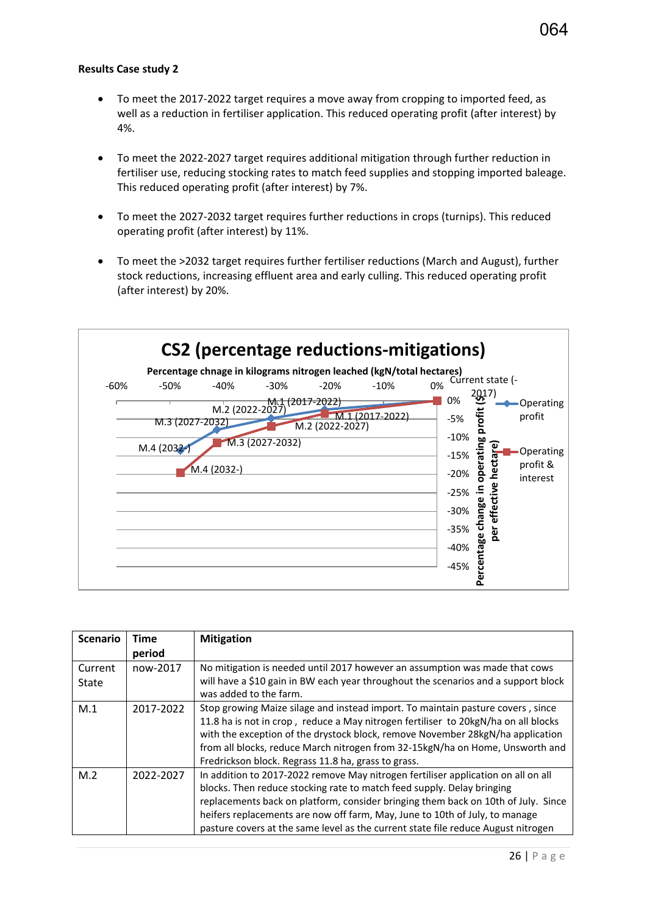**Results Case study 2**

- To meet the 2017-2022 target requires a move away from cropping to imported feed, as well as a reduction in fertiliser application. This reduced operating profit (after interest) by 4%.
- To meet the 2022-2027 target requires additional mitigation through further reduction in fertiliser use, reducing stocking rates to match feed supplies and stopping imported baleage. This reduced operating profit (after interest) by 7%.
- To meet the 2027-2032 target requires further reductions in crops (turnips). This reduced operating profit (after interest) by 11%.
- To meet the >2032 target requires further fertiliser reductions (March and August), further stock reductions, increasing effluent area and early culling. This reduced operating profit (after interest) by 20%.

CS2 (percentage reductions-mitigations)

Percentage chnage in kilograms nitrogen leached (kgN/total hectares)

-60% -50% -40% -30% -20% -10% 0%

0% -5% -10% -15% -20% -25% -30% -35% -40% -45%

Percentage change in operating profit ($ per effective hectare)

Current state (-2017)

M.1 (2017-2022)

M.2 (2022-2027)

M.3 (2027-2032)

M.4 (2032-)

M.1 (2017-2022)

M.2 (2022-2027)

M.3 (2027-2032)

M.4 (2032-)

Operating profit

Operating profit & interest

| Scenario | Time period | Mitigation |
|---|---|---|
| Current State | now-2017 | No mitigation is needed until 2017 however an assumption was made that cows will have a $10 gain in BW each year throughout the scenarios and a support block was added to the farm. |
| M.1 | 2017-2022 | Stop growing Maize silage and instead import. To maintain pasture covers , since 11.8 ha is not in crop , reduce a May nitrogen fertiliser to 20kgN/ha on all blocks with the exception of the drystock block, remove November 28kgN/ha application from all blocks, reduce March nitrogen from 32-15kgN/ha on Home, Unsworth and Fredrickson block. Regrass 11.8 ha, grass to grass. |
| M.2 | 2022-2027 | In addition to 2017-2022 remove May nitrogen fertiliser application on all on all blocks. Then reduce stocking rate to match feed supply. Delay bringing replacements back on platform, consider bringing them back on 10th of July. Since heifers replacements are now off farm, May, June to 10th of July, to manage pasture covers at the same level as the current state file reduce August nitrogen |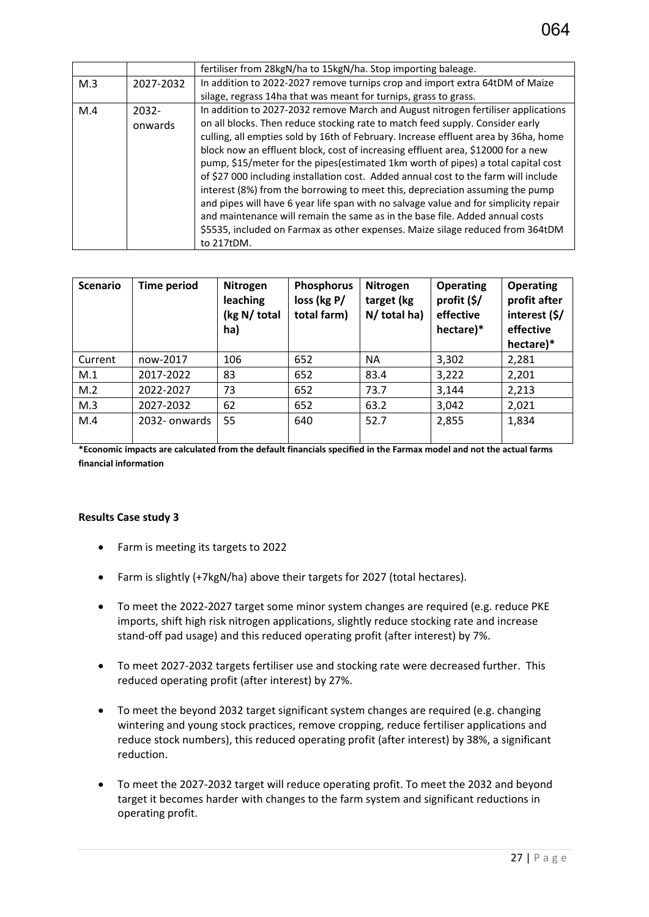| | | |
|---|---|---|
| | | fertiliser from 28kgN/ha to 15kgN/ha. Stop importing baleage. |
| M.3 | 2027-2032 | In addition to 2022-2027 remove turnips crop and import extra 64tDM of Maize silage, regrass 14ha that was meant for turnips, grass to grass. |
| M.4 | 2032-onwards | In addition to 2027-2032 remove March and August nitrogen fertiliser applications on all blocks. Then reduce stocking rate to match feed supply. Consider early culling, all empties sold by 16th of February. Increase effluent area by 36ha, home block now an effluent block, cost of increasing effluent area, $12000 for a new pump, $15/meter for the pipes(estimated 1km worth of pipes) a total capital cost of $27 000 including installation cost. Added annual cost to the farm will include interest (8%) from the borrowing to meet this, depreciation assuming the pump and pipes will have 6 year life span with no salvage value and for simplicity repair and maintenance will remain the same as in the base file. Added annual costs $5535, included on Farmax as other expenses. Maize silage reduced from 364tDM to 217tDM. |

| Scenario | Time period | Nitrogen leaching (kg N/ total ha) | Phosphorus loss (kg P/ total farm) | Nitrogen target (kg N/ total ha) | Operating profit ($/ effective hectare)* | Operating profit after interest ($/ effective hectare)* |
|---|---|---|---|---|---|---|
| Current | now-2017 | 106 | 652 | NA | 3,302 | 2,281 |
| M.1 | 2017-2022 | 83 | 652 | 83.4 | 3,222 | 2,201 |
| M.2 | 2022-2027 | 73 | 652 | 73.7 | 3,144 | 2,213 |
| M.3 | 2027-2032 | 62 | 652 | 63.2 | 3,042 | 2,021 |
| M.4 | 2032- onwards | 55 | 640 | 52.7 | 2,855 | 1,834 |

**\*Economic impacts are calculated from the default financials specified in the Farmax model and not the actual farms financial information**

**Results Case study 3**

- Farm is meeting its targets to 2022
- Farm is slightly (+7kgN/ha) above their targets for 2027 (total hectares).
- To meet the 2022-2027 target some minor system changes are required (e.g. reduce PKE imports, shift high risk nitrogen applications, slightly reduce stocking rate and increase stand-off pad usage) and this reduced operating profit (after interest) by 7%.
- To meet 2027-2032 targets fertiliser use and stocking rate were decreased further. This reduced operating profit (after interest) by 27%.
- To meet the beyond 2032 target significant system changes are required (e.g. changing wintering and young stock practices, remove cropping, reduce fertiliser applications and reduce stock numbers), this reduced operating profit (after interest) by 38%, a significant reduction.
- To meet the 2027-2032 target will reduce operating profit. To meet the 2032 and beyond target it becomes harder with changes to the farm system and significant reductions in operating profit.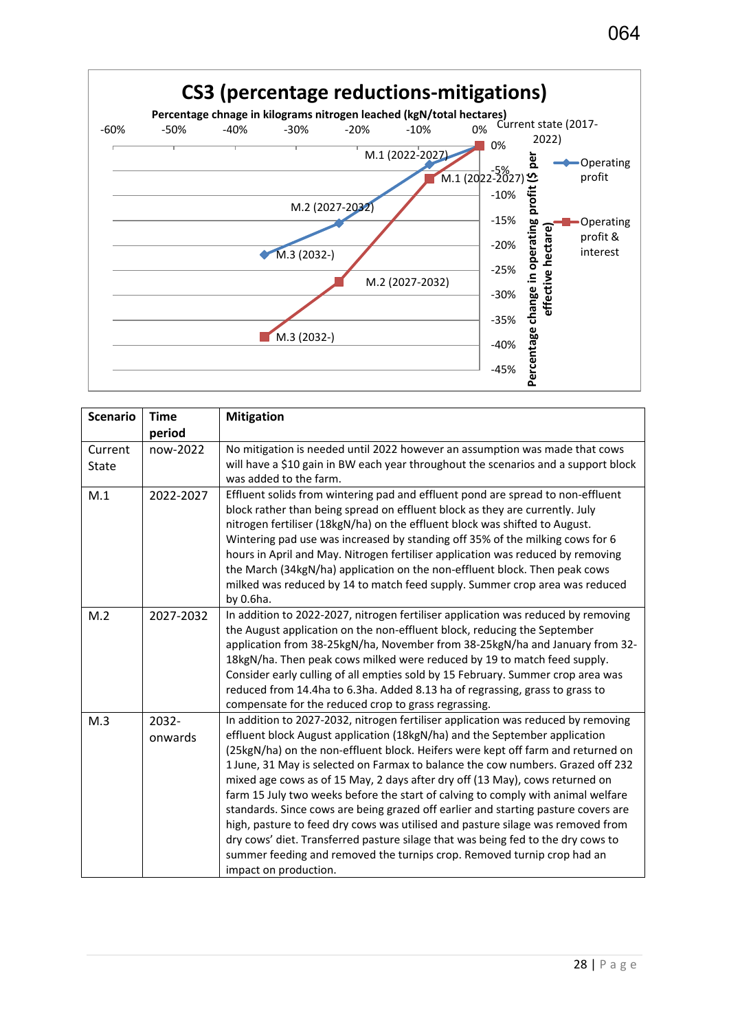064

CS3 (percentage reductions-mitigations)

Percentage chnage in kilograms nitrogen leached (kgN/total hectares)

-60% -50% -40% -30% -20% -10% 0%

Current state (2017-2022)

0% -5% -10% -15% -20% -25% -30% -35% -40% -45%

Percentage change in operating profit ($ per effective hectare)

M.1 (2022-2027)

M.1 (2022-2027)

M.2 (2027-2032)

M.3 (2032-)

M.2 (2027-2032)

M.3 (2032-)

Operating profit

Operating profit & interest

| Scenario | Time period | Mitigation |
|---|---|---|
| Current State | now-2022 | No mitigation is needed until 2022 however an assumption was made that cows will have a $10 gain in BW each year throughout the scenarios and a support block was added to the farm. |
| M.1 | 2022-2027 | Effluent solids from wintering pad and effluent pond are spread to non-effluent block rather than being spread on effluent block as they are currently. July nitrogen fertiliser (18kgN/ha) on the effluent block was shifted to August. Wintering pad use was increased by standing off 35% of the milking cows for 6 hours in April and May. Nitrogen fertiliser application was reduced by removing the March (34kgN/ha) application on the non-effluent block. Then peak cows milked was reduced by 14 to match feed supply. Summer crop area was reduced by 0.6ha. |
| M.2 | 2027-2032 | In addition to 2022-2027, nitrogen fertiliser application was reduced by removing the August application on the non-effluent block, reducing the September application from 38-25kgN/ha, November from 38-25kgN/ha and January from 32-18kgN/ha. Then peak cows milked was reduced by 19 to match feed supply. Consider early culling of all empties sold by 15 February. Summer crop area was reduced from 14.4ha to 6.3ha. Added 8.13 ha of regrassing, grass to grass to compensate for the reduced crop to grass regrassing. |
| M.3 | 2032-onwards | In addition to 2027-2032, nitrogen fertiliser application was reduced by removing effluent block August application (18kgN/ha) and the September application (25kgN/ha) on the non-effluent block. Heifers were kept off farm and returned on 1 June, 31 May is selected on Farmax to balance the cow numbers. Grazed off 232 mixed age cows as of 15 May, 2 days after dry off (13 May), cows returned on farm 15 July two weeks before the start of calving to comply with animal welfare standards. Since cows are being grazed off earlier and starting pasture covers are high, pasture to feed dry cows was utilised and pasture silage was removed from dry cows' diet. Transferred pasture silage that was being fed to the dry cows to summer feeding and removed the turnips crop. Removed turnip crop had an impact on production. |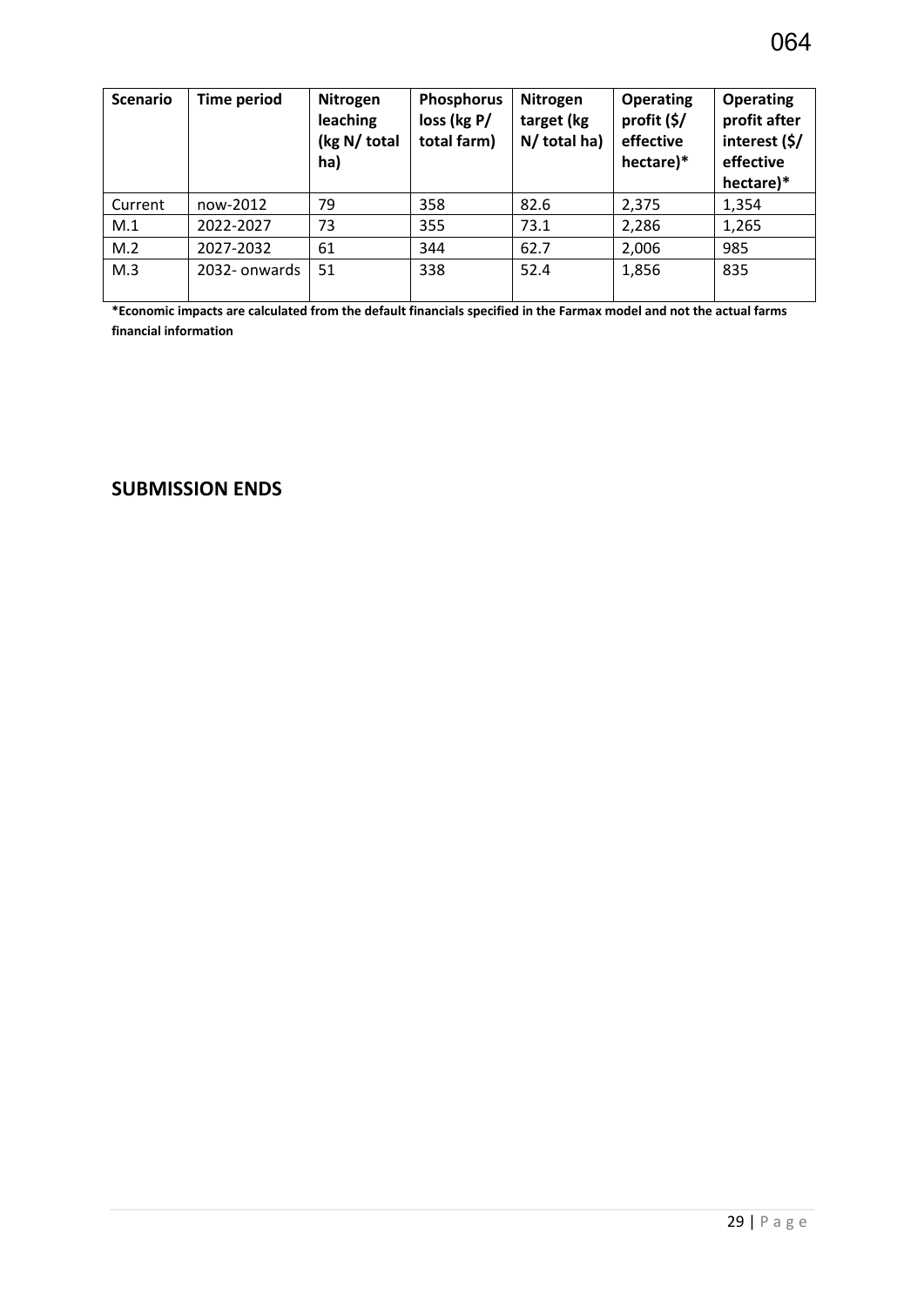| Scenario | Time period | Nitrogen leaching (kg N/ total ha) | Phosphorus loss (kg P/ total farm) | Nitrogen target (kg N/ total ha) | Operating profit ($/ effective hectare)* | Operating profit after interest ($/ effective hectare)* |
|---|---|---|---|---|---|---|
| Current | now-2012 | 79 | 358 | 82.6 | 2,375 | 1,354 |
| M.1 | 2022-2027 | 73 | 355 | 73.1 | 2,286 | 1,265 |
| M.2 | 2027-2032 | 61 | 344 | 62.7 | 2,006 | 985 |
| M.3 | 2032- onwards | 51 | 338 | 52.4 | 1,856 | 835 |

**\*Economic impacts are calculated from the default financials specified in the Farmax model and not the actual farms financial information**

## SUBMISSION ENDS